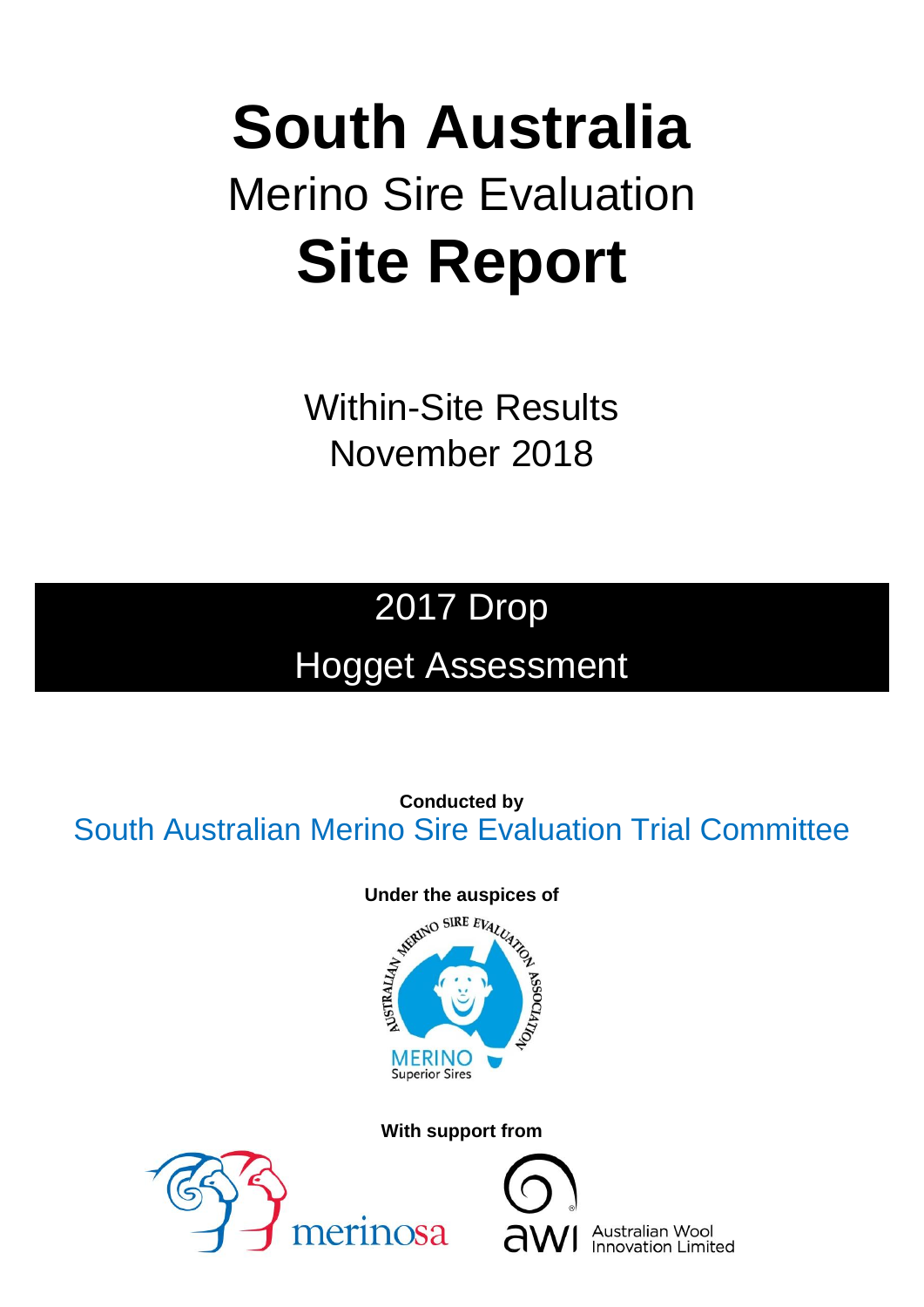# South Australia

## Merino Sire Evaluation

# Site Report

Within-Site Results
November 2018

## 2017 Drop

## Hogget Assessment

**Conducted by**

South Australian Merino Sire Evaluation Trial Committee

**Under the auspices of**

AUSTRALIAN MERINO SIRE EVALUATION ASSOCIATION

MERINO Superior Sires

**With support from**

merinosa

awi Australian Wool Innovation Limited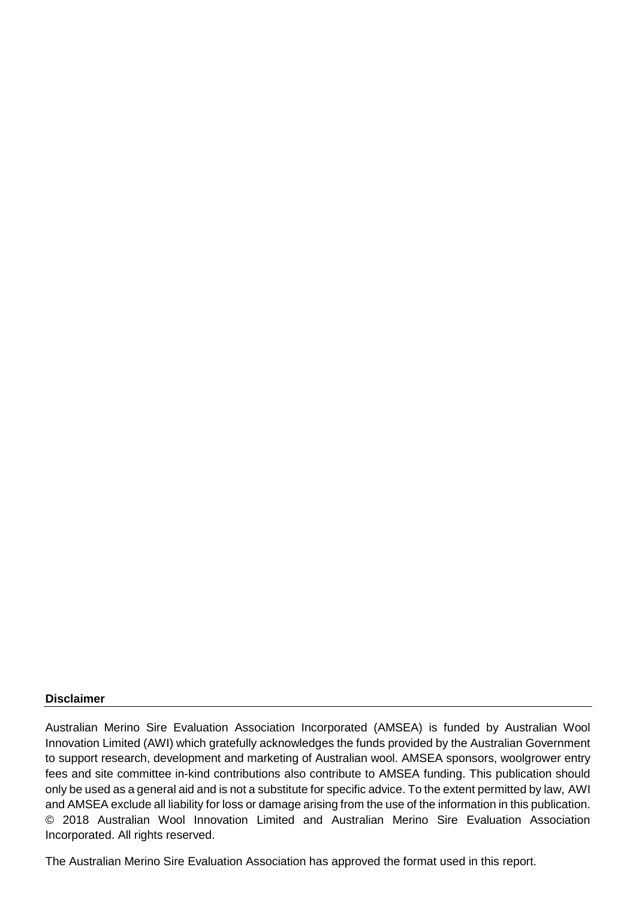**Disclaimer**

Australian Merino Sire Evaluation Association Incorporated (AMSEA) is funded by Australian Wool Innovation Limited (AWI) which gratefully acknowledges the funds provided by the Australian Government to support research, development and marketing of Australian wool. AMSEA sponsors, woolgrower entry fees and site committee in-kind contributions also contribute to AMSEA funding. This publication should only be used as a general aid and is not a substitute for specific advice. To the extent permitted by law, AWI and AMSEA exclude all liability for loss or damage arising from the use of the information in this publication. © 2018 Australian Wool Innovation Limited and Australian Merino Sire Evaluation Association Incorporated. All rights reserved.

The Australian Merino Sire Evaluation Association has approved the format used in this report.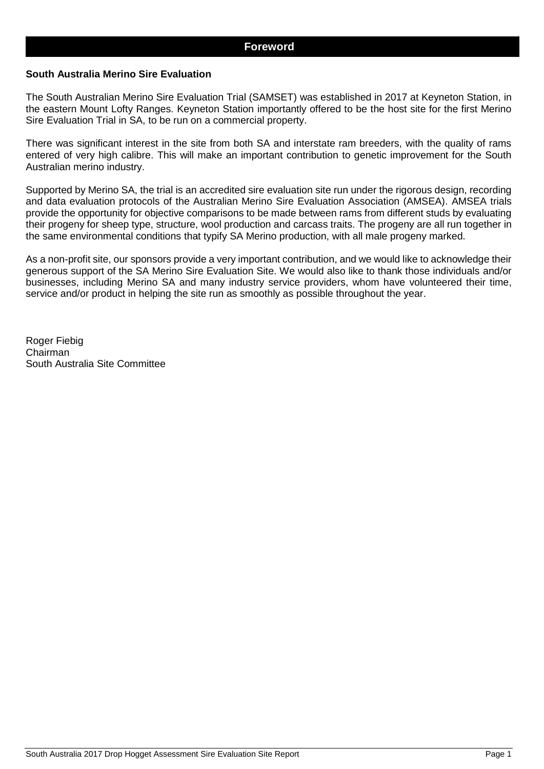# Foreword

## South Australia Merino Sire Evaluation

The South Australian Merino Sire Evaluation Trial (SAMSET) was established in 2017 at Keyneton Station, in the eastern Mount Lofty Ranges. Keyneton Station importantly offered to be the host site for the first Merino Sire Evaluation Trial in SA, to be run on a commercial property.

There was significant interest in the site from both SA and interstate ram breeders, with the quality of rams entered of very high calibre. This will make an important contribution to genetic improvement for the South Australian merino industry.

Supported by Merino SA, the trial is an accredited sire evaluation site run under the rigorous design, recording and data evaluation protocols of the Australian Merino Sire Evaluation Association (AMSEA). AMSEA trials provide the opportunity for objective comparisons to be made between rams from different studs by evaluating their progeny for sheep type, structure, wool production and carcass traits. The progeny are all run together in the same environmental conditions that typify SA Merino production, with all male progeny marked.

As a non-profit site, our sponsors provide a very important contribution, and we would like to acknowledge their generous support of the SA Merino Sire Evaluation Site. We would also like to thank those individuals and/or businesses, including Merino SA and many industry service providers, whom have volunteered their time, service and/or product in helping the site run as smoothly as possible throughout the year.

Roger Fiebig
Chairman
South Australia Site Committee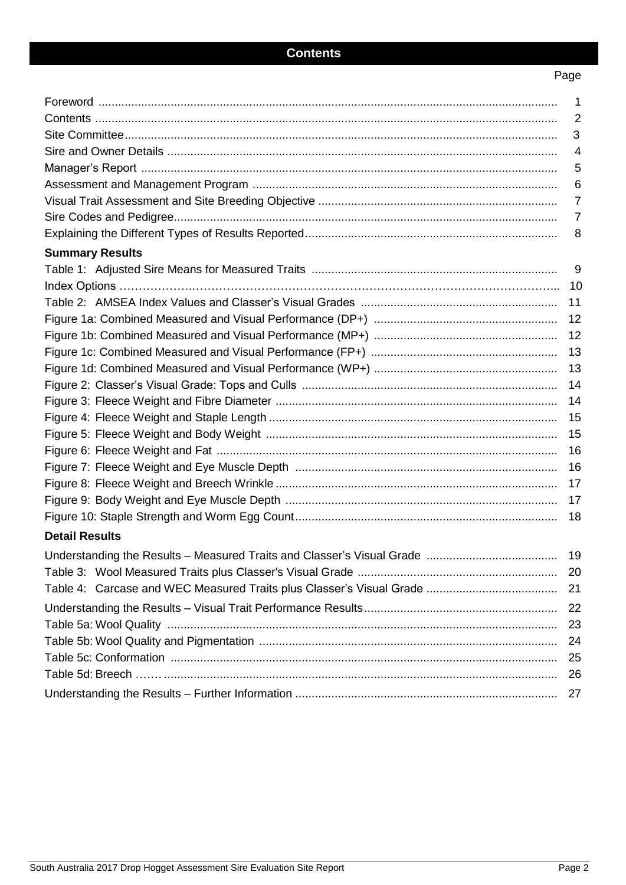# Contents

| | Page |
|---|---|
| Foreword | 1 |
| Contents | 2 |
| Site Committee | 3 |
| Sire and Owner Details | 4 |
| Manager's Report | 5 |
| Assessment and Management Program | 6 |
| Visual Trait Assessment and Site Breeding Objective | 7 |
| Sire Codes and Pedigree | 7 |
| Explaining the Different Types of Results Reported | 8 |
| **Summary Results** | |
| Table 1: Adjusted Sire Means for Measured Traits | 9 |
| Index Options | 10 |
| Table 2: AMSEA Index Values and Classer's Visual Grades | 11 |
| Figure 1a: Combined Measured and Visual Performance (DP+) | 12 |
| Figure 1b: Combined Measured and Visual Performance (MP+) | 12 |
| Figure 1c: Combined Measured and Visual Performance (FP+) | 13 |
| Figure 1d: Combined Measured and Visual Performance (WP+) | 13 |
| Figure 2: Classer's Visual Grade: Tops and Culls | 14 |
| Figure 3: Fleece Weight and Fibre Diameter | 14 |
| Figure 4: Fleece Weight and Staple Length | 15 |
| Figure 5: Fleece Weight and Body Weight | 15 |
| Figure 6: Fleece Weight and Fat | 16 |
| Figure 7: Fleece Weight and Eye Muscle Depth | 16 |
| Figure 8: Fleece Weight and Breech Wrinkle | 17 |
| Figure 9: Body Weight and Eye Muscle Depth | 17 |
| Figure 10: Staple Strength and Worm Egg Count | 18 |
| **Detail Results** | |
| Understanding the Results – Measured Traits and Classer's Visual Grade | 19 |
| Table 3: Wool Measured Traits plus Classer's Visual Grade | 20 |
| Table 4: Carcase and WEC Measured Traits plus Classer's Visual Grade | 21 |
| Understanding the Results – Visual Trait Performance Results | 22 |
| Table 5a: Wool Quality | 23 |
| Table 5b: Wool Quality and Pigmentation | 24 |
| Table 5c: Conformation | 25 |
| Table 5d: Breech | 26 |
| Understanding the Results – Further Information | 27 |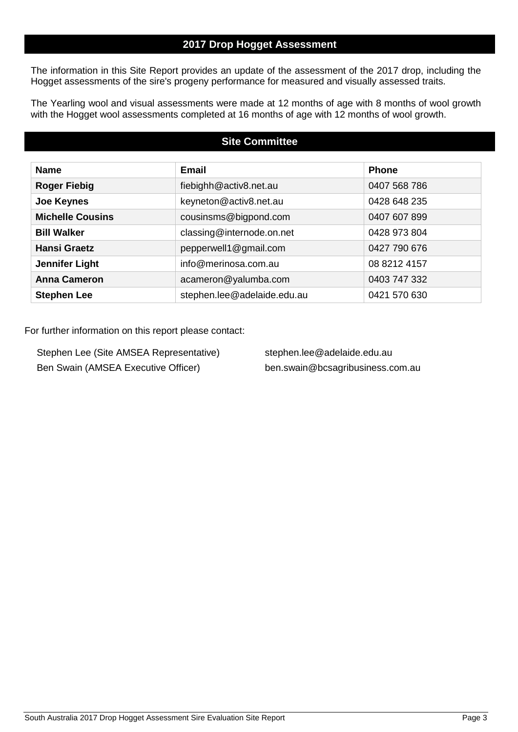## 2017 Drop Hogget Assessment

The information in this Site Report provides an update of the assessment of the 2017 drop, including the Hogget assessments of the sire's progeny performance for measured and visually assessed traits.

The Yearling wool and visual assessments were made at 12 months of age with 8 months of wool growth with the Hogget wool assessments completed at 16 months of age with 12 months of wool growth.

## Site Committee

| Name | Email | Phone |
|---|---|---|
| **Roger Fiebig** | fiebighh@activ8.net.au | 0407 568 786 |
| **Joe Keynes** | keyneton@activ8.net.au | 0428 648 235 |
| **Michelle Cousins** | cousinsms@bigpond.com | 0407 607 899 |
| **Bill Walker** | classing@internode.on.net | 0428 973 804 |
| **Hansi Graetz** | pepperwell1@gmail.com | 0427 790 676 |
| **Jennifer Light** | info@merinosa.com.au | 08 8212 4157 |
| **Anna Cameron** | acameron@yalumba.com | 0403 747 332 |
| **Stephen Lee** | stephen.lee@adelaide.edu.au | 0421 570 630 |

For further information on this report please contact:

Stephen Lee (Site AMSEA Representative) stephen.lee@adelaide.edu.au
Ben Swain (AMSEA Executive Officer) ben.swain@bcsagribusiness.com.au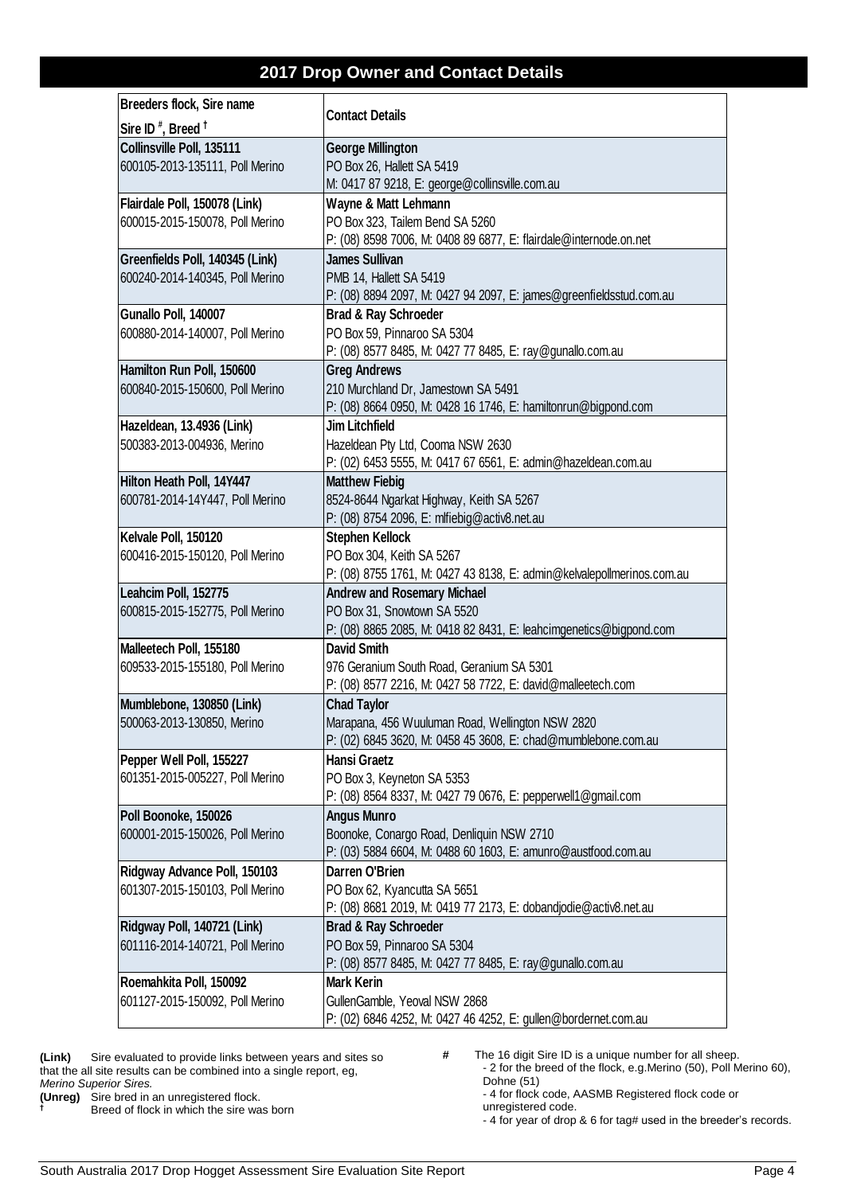## 2017 Drop Owner and Contact Details

| Breeders flock, Sire name<br>Sire ID #, Breed † | Contact Details |
|---|---|
| **Collinsville Poll, 135111**<br>600105-2013-135111, Poll Merino | **George Millington**<br>PO Box 26, Hallett SA 5419<br>M: 0417 87 9218, E: george@collinsville.com.au |
| **Flairdale Poll, 150078 (Link)**<br>600015-2015-150078, Poll Merino | **Wayne & Matt Lehmann**<br>PO Box 323, Tailem Bend SA 5260<br>P: (08) 8598 7006, M: 0408 89 6877, E: flairdale@internode.on.net |
| **Greenfields Poll, 140345 (Link)**<br>600240-2014-140345, Poll Merino | **James Sullivan**<br>PMB 14, Hallett SA 5419<br>P: (08) 8894 2097, M: 0427 94 2097, E: james@greenfieldsstud.com.au |
| **Gunallo Poll, 140007**<br>600880-2014-140007, Poll Merino | **Brad & Ray Schroeder**<br>PO Box 59, Pinnaroo SA 5304<br>P: (08) 8577 8485, M: 0427 77 8485, E: ray@gunallo.com.au |
| **Hamilton Run Poll, 150600**<br>600840-2015-150600, Poll Merino | **Greg Andrews**<br>210 Murchland Dr, Jamestown SA 5491<br>P: (08) 8664 0950, M: 0428 16 1746, E: hamiltonrun@bigpond.com |
| **Hazeldean, 13.4936 (Link)**<br>500383-2013-004936, Merino | **Jim Litchfield**<br>Hazeldean Pty Ltd, Cooma NSW 2630<br>P: (02) 6453 5555, M: 0417 67 6561, E: admin@hazeldean.com.au |
| **Hilton Heath Poll, 14Y447**<br>600781-2014-14Y447, Poll Merino | **Matthew Fiebig**<br>8524-8644 Ngarkat Highway, Keith SA 5267<br>P: (08) 8754 2096, E: mlfiebig@activ8.net.au |
| **Kelvale Poll, 150120**<br>600416-2015-150120, Poll Merino | **Stephen Kellock**<br>PO Box 304, Keith SA 5267<br>P: (08) 8755 1761, M: 0427 43 8138, E: admin@kelvalepollmerinos.com.au |
| **Leahcim Poll, 152775**<br>600815-2015-152775, Poll Merino | **Andrew and Rosemary Michael**<br>PO Box 31, Snowtown SA 5520<br>P: (08) 8865 2085, M: 0418 82 8431, E: leahcimgenetics@bigpond.com |
| **Malleetech Poll, 155180**<br>609533-2015-155180, Poll Merino | **David Smith**<br>976 Geranium South Road, Geranium SA 5301<br>P: (08) 8577 2216, M: 0427 58 7722, E: david@malleetech.com |
| **Mumblebone, 130850 (Link)**<br>500063-2013-130850, Merino | **Chad Taylor**<br>Marapana, 456 Wuuluman Road, Wellington NSW 2820<br>P: (02) 6845 3620, M: 0458 45 3608, E: chad@mumblebone.com.au |
| **Pepper Well Poll, 155227**<br>601351-2015-005227, Poll Merino | **Hansi Graetz**<br>PO Box 3, Keyneton SA 5353<br>P: (08) 8564 8337, M: 0427 79 0676, E: pepperwell1@gmail.com |
| **Poll Boonoke, 150026**<br>600001-2015-150026, Poll Merino | **Angus Munro**<br>Boonoke, Conargo Road, Denliquin NSW 2710<br>P: (03) 5884 6604, M: 0488 60 1603, E: amunro@austfood.com.au |
| **Ridgway Advance Poll, 150103**<br>601307-2015-150103, Poll Merino | **Darren O'Brien**<br>PO Box 62, Kyancutta SA 5651<br>P: (08) 8681 2019, M: 0419 77 2173, E: dobandjodie@activ8.net.au |
| **Ridgway Poll, 140721 (Link)**<br>601116-2014-140721, Poll Merino | **Brad & Ray Schroeder**<br>PO Box 59, Pinnaroo SA 5304<br>P: (08) 8577 8485, M: 0427 77 8485, E: ray@gunallo.com.au |
| **Roemahkita Poll, 150092**<br>601127-2015-150092, Poll Merino | **Mark Kerin**<br>GullenGamble, Yeoval NSW 2868<br>P: (02) 6846 4252, M: 0427 46 4252, E: gullen@bordernet.com.au |

**(Link)** Sire evaluated to provide links between years and sites so that the all site results can be combined into a single report, eg, *Merino Superior Sires.*

**(Unreg)** Sire bred in an unregistered flock.

**†** Breed of flock in which the sire was born

**#** The 16 digit Sire ID is a unique number for all sheep.
- 2 for the breed of the flock, e.g.Merino (50), Poll Merino 60), Dohne (51)
- 4 for flock code, AASMB Registered flock code or unregistered code.
- 4 for year of drop & 6 for tag# used in the breeder's records.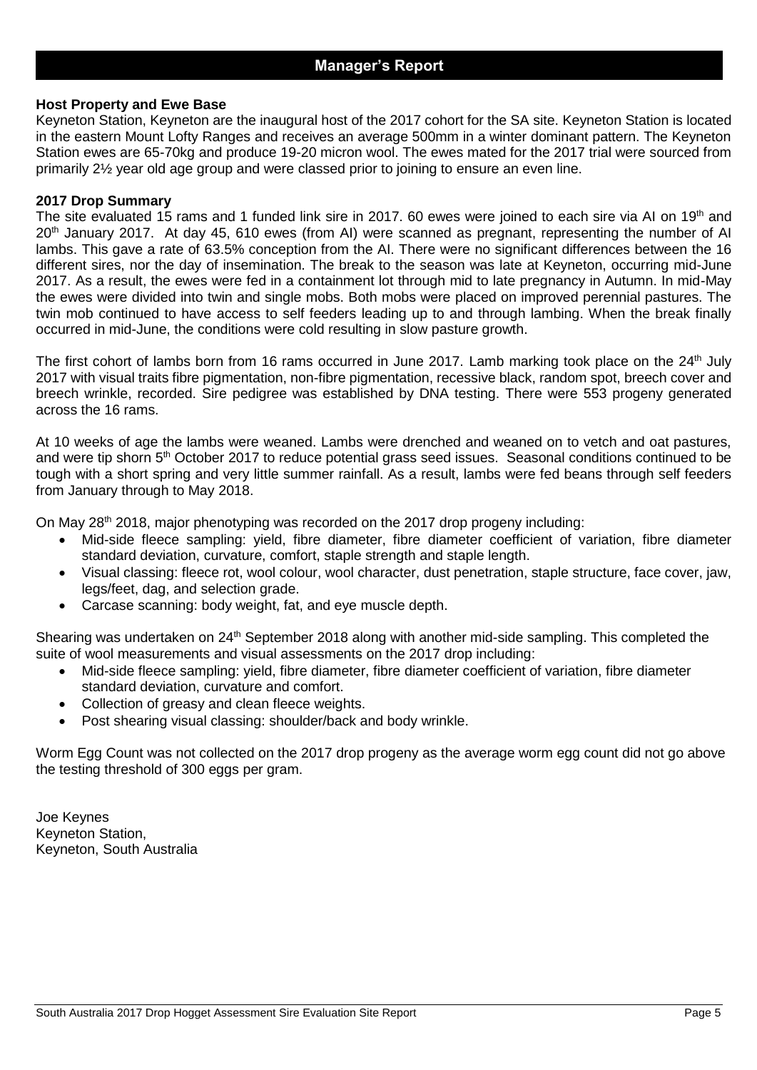## Manager's Report

**Host Property and Ewe Base**

Keyneton Station, Keyneton are the inaugural host of the 2017 cohort for the SA site. Keyneton Station is located in the eastern Mount Lofty Ranges and receives an average 500mm in a winter dominant pattern. The Keyneton Station ewes are 65-70kg and produce 19-20 micron wool. The ewes mated for the 2017 trial were sourced from primarily 2½ year old age group and were classed prior to joining to ensure an even line.

**2017 Drop Summary**

The site evaluated 15 rams and 1 funded link sire in 2017. 60 ewes were joined to each sire via AI on 19th and 20th January 2017. At day 45, 610 ewes (from AI) were scanned as pregnant, representing the number of AI lambs. This gave a rate of 63.5% conception from the AI. There were no significant differences between the 16 different sires, nor the day of insemination. The break to the season was late at Keyneton, occurring mid-June 2017. As a result, the ewes were fed in a containment lot through mid to late pregnancy in Autumn. In mid-May the ewes were divided into twin and single mobs. Both mobs were placed on improved perennial pastures. The twin mob continued to have access to self feeders leading up to and through lambing. When the break finally occurred in mid-June, the conditions were cold resulting in slow pasture growth.

The first cohort of lambs born from 16 rams occurred in June 2017. Lamb marking took place on the 24th July 2017 with visual traits fibre pigmentation, non-fibre pigmentation, recessive black, random spot, breech cover and breech wrinkle, recorded. Sire pedigree was established by DNA testing. There were 553 progeny generated across the 16 rams.

At 10 weeks of age the lambs were weaned. Lambs were drenched and weaned on to vetch and oat pastures, and were tip shorn 5th October 2017 to reduce potential grass seed issues. Seasonal conditions continued to be tough with a short spring and very little summer rainfall. As a result, lambs were fed beans through self feeders from January through to May 2018.

On May 28th 2018, major phenotyping was recorded on the 2017 drop progeny including:

- Mid-side fleece sampling: yield, fibre diameter, fibre diameter coefficient of variation, fibre diameter standard deviation, curvature, comfort, staple strength and staple length.
- Visual classing: fleece rot, wool colour, wool character, dust penetration, staple structure, face cover, jaw, legs/feet, dag, and selection grade.
- Carcase scanning: body weight, fat, and eye muscle depth.

Shearing was undertaken on 24th September 2018 along with another mid-side sampling. This completed the suite of wool measurements and visual assessments on the 2017 drop including:

- Mid-side fleece sampling: yield, fibre diameter, fibre diameter coefficient of variation, fibre diameter standard deviation, curvature and comfort.
- Collection of greasy and clean fleece weights.
- Post shearing visual classing: shoulder/back and body wrinkle.

Worm Egg Count was not collected on the 2017 drop progeny as the average worm egg count did not go above the testing threshold of 300 eggs per gram.

Joe Keynes
Keyneton Station,
Keyneton, South Australia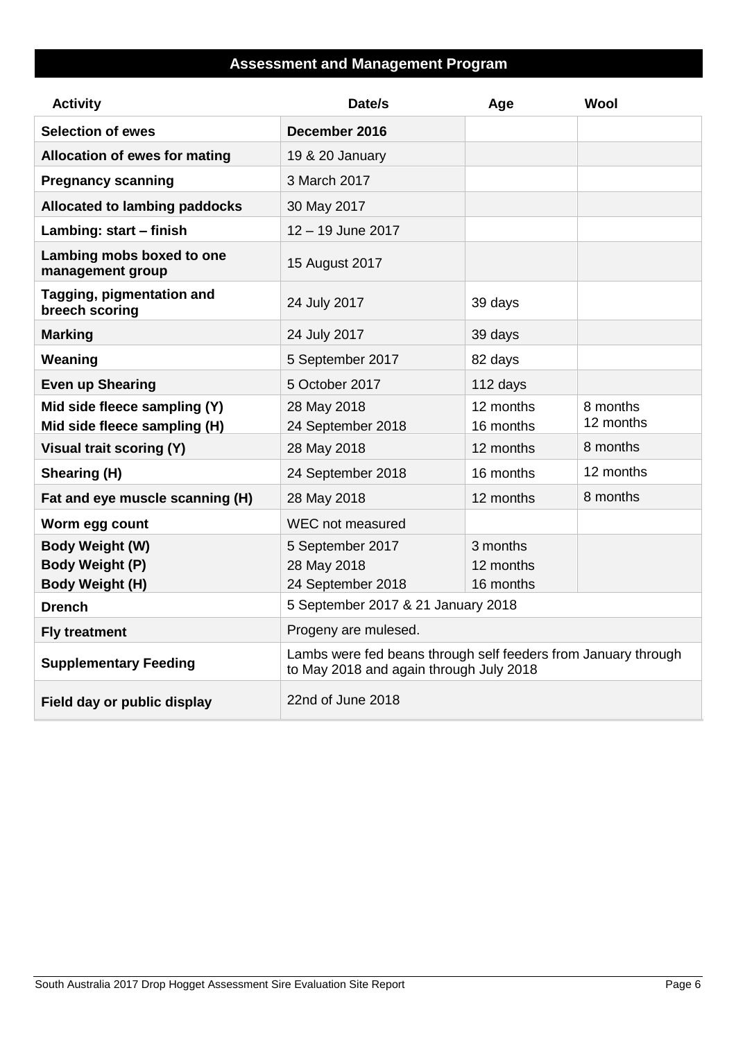## Assessment and Management Program

| Activity | Date/s | Age | Wool |
|---|---|---|---|
| **Selection of ewes** | **December 2016** | | |
| **Allocation of ewes for mating** | 19 & 20 January | | |
| **Pregnancy scanning** | 3 March 2017 | | |
| **Allocated to lambing paddocks** | 30 May 2017 | | |
| **Lambing: start – finish** | 12 – 19 June 2017 | | |
| **Lambing mobs boxed to one management group** | 15 August 2017 | | |
| **Tagging, pigmentation and breech scoring** | 24 July 2017 | 39 days | |
| **Marking** | 24 July 2017 | 39 days | |
| **Weaning** | 5 September 2017 | 82 days | |
| **Even up Shearing** | 5 October 2017 | 112 days | |
| **Mid side fleece sampling (Y)**<br>**Mid side fleece sampling (H)** | 28 May 2018<br>24 September 2018 | 12 months<br>16 months | 8 months<br>12 months |
| **Visual trait scoring (Y)** | 28 May 2018 | 12 months | 8 months |
| **Shearing (H)** | 24 September 2018 | 16 months | 12 months |
| **Fat and eye muscle scanning (H)** | 28 May 2018 | 12 months | 8 months |
| **Worm egg count** | WEC not measured | | |
| **Body Weight (W)**<br>**Body Weight (P)**<br>**Body Weight (H)** | 5 September 2017<br>28 May 2018<br>24 September 2018 | 3 months<br>12 months<br>16 months | |
| **Drench** | 5 September 2017 & 21 January 2018 | | |
| **Fly treatment** | Progeny are mulesed. | | |
| **Supplementary Feeding** | Lambs were fed beans through self feeders from January through to May 2018 and again through July 2018 | | |
| **Field day or public display** | 22nd of June 2018 | | |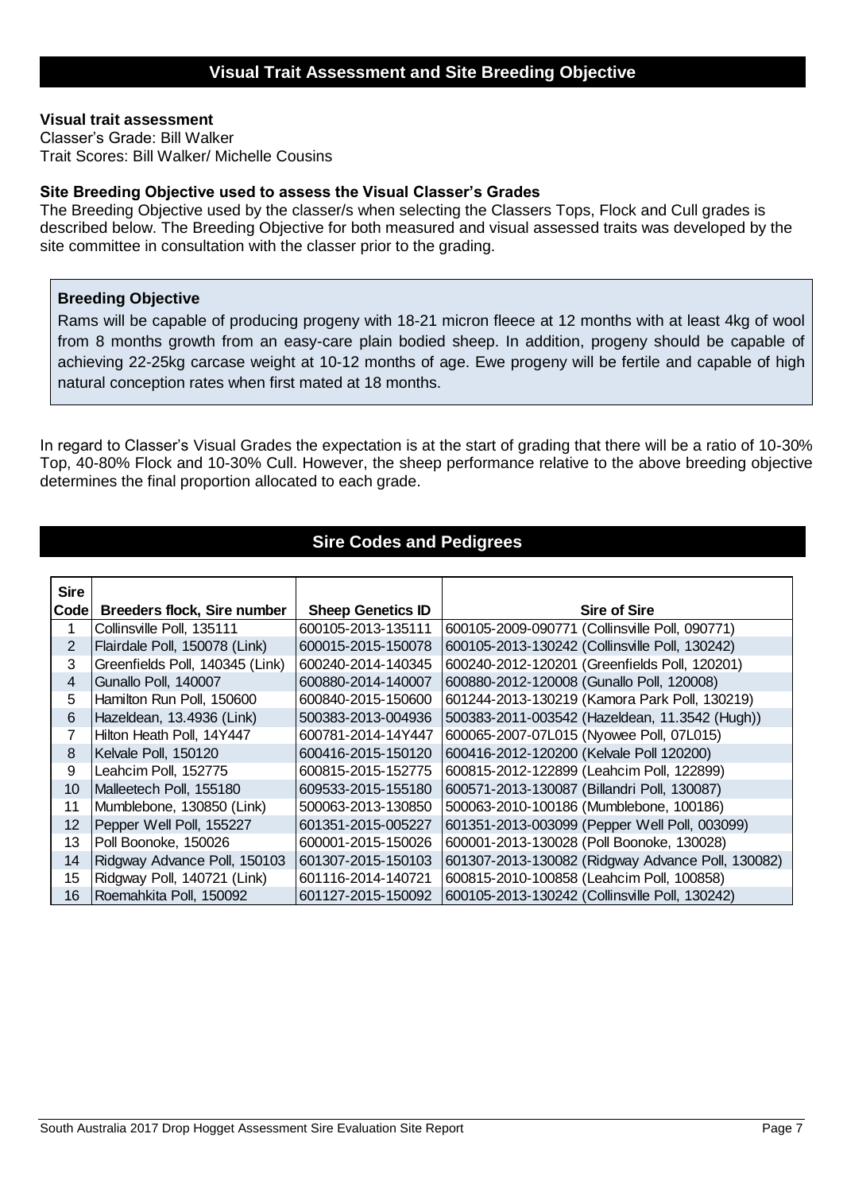## Visual Trait Assessment and Site Breeding Objective

**Visual trait assessment**
Classer's Grade: Bill Walker
Trait Scores: Bill Walker/ Michelle Cousins

**Site Breeding Objective used to assess the Visual Classer's Grades**
The Breeding Objective used by the classer/s when selecting the Classers Tops, Flock and Cull grades is described below. The Breeding Objective for both measured and visual assessed traits was developed by the site committee in consultation with the classer prior to the grading.

**Breeding Objective**

Rams will be capable of producing progeny with 18-21 micron fleece at 12 months with at least 4kg of wool from 8 months growth from an easy-care plain bodied sheep. In addition, progeny should be capable of achieving 22-25kg carcase weight at 10-12 months of age. Ewe progeny will be fertile and capable of high natural conception rates when first mated at 18 months.

In regard to Classer's Visual Grades the expectation is at the start of grading that there will be a ratio of 10-30% Top, 40-80% Flock and 10-30% Cull. However, the sheep performance relative to the above breeding objective determines the final proportion allocated to each grade.

## Sire Codes and Pedigrees

| Sire Code | Breeders flock, Sire number | Sheep Genetics ID | Sire of Sire |
|---|---|---|---|
| 1 | Collinsville Poll, 135111 | 600105-2013-135111 | 600105-2009-090771 (Collinsville Poll, 090771) |
| 2 | Flairdale Poll, 150078 (Link) | 600015-2015-150078 | 600105-2013-130242 (Collinsville Poll, 130242) |
| 3 | Greenfields Poll, 140345 (Link) | 600240-2014-140345 | 600240-2012-120201 (Greenfields Poll, 120201) |
| 4 | Gunallo Poll, 140007 | 600880-2014-140007 | 600880-2012-120008 (Gunallo Poll, 120008) |
| 5 | Hamilton Run Poll, 150600 | 600840-2015-150600 | 601244-2013-130219 (Kamora Park Poll, 130219) |
| 6 | Hazeldean, 13.4936 (Link) | 500383-2013-004936 | 500383-2011-003542 (Hazeldean, 11.3542 (Hugh)) |
| 7 | Hilton Heath Poll, 14Y447 | 600781-2014-14Y447 | 600065-2007-07L015 (Nyowee Poll, 07L015) |
| 8 | Kelvale Poll, 150120 | 600416-2015-150120 | 600416-2012-120200 (Kelvale Poll 120200) |
| 9 | Leahcim Poll, 152775 | 600815-2015-152775 | 600815-2012-122899 (Leahcim Poll, 122899) |
| 10 | Malleetech Poll, 155180 | 609533-2015-155180 | 600571-2013-130087 (Billandri Poll, 130087) |
| 11 | Mumblebone, 130850 (Link) | 500063-2013-130850 | 500063-2010-100186 (Mumblebone, 100186) |
| 12 | Pepper Well Poll, 155227 | 601351-2015-005227 | 601351-2013-003099 (Pepper Well Poll, 003099) |
| 13 | Poll Boonoke, 150026 | 600001-2015-150026 | 600001-2013-130028 (Poll Boonoke, 130028) |
| 14 | Ridgway Advance Poll, 150103 | 601307-2015-150103 | 601307-2013-130082 (Ridgway Advance Poll, 130082) |
| 15 | Ridgway Poll, 140721 (Link) | 601116-2014-140721 | 600815-2010-100858 (Leahcim Poll, 100858) |
| 16 | Roemahkita Poll, 150092 | 601127-2015-150092 | 600105-2013-130242 (Collinsville Poll, 130242) |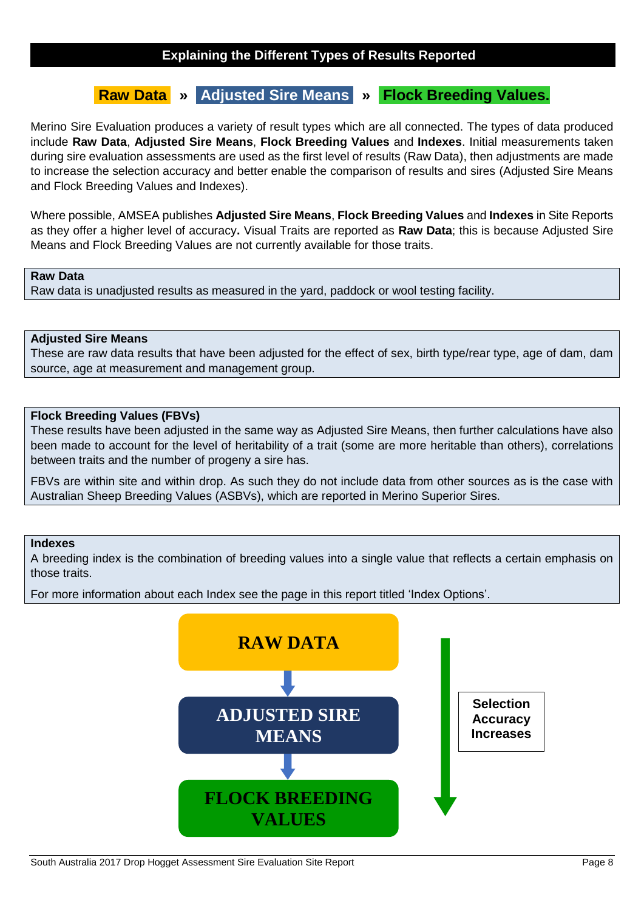## Explaining the Different Types of Results Reported

**Raw Data » Adjusted Sire Means » Flock Breeding Values.**

Merino Sire Evaluation produces a variety of result types which are all connected. The types of data produced include **Raw Data**, **Adjusted Sire Means**, **Flock Breeding Values** and **Indexes**. Initial measurements taken during sire evaluation assessments are used as the first level of results (Raw Data), then adjustments are made to increase the selection accuracy and better enable the comparison of results and sires (Adjusted Sire Means and Flock Breeding Values and Indexes).

Where possible, AMSEA publishes **Adjusted Sire Means**, **Flock Breeding Values** and **Indexes** in Site Reports as they offer a higher level of accuracy**.** Visual Traits are reported as **Raw Data**; this is because Adjusted Sire Means and Flock Breeding Values are not currently available for those traits.

**Raw Data**
Raw data is unadjusted results as measured in the yard, paddock or wool testing facility.

**Adjusted Sire Means**
These are raw data results that have been adjusted for the effect of sex, birth type/rear type, age of dam, dam source, age at measurement and management group.

**Flock Breeding Values (FBVs)**
These results have been adjusted in the same way as Adjusted Sire Means, then further calculations have also been made to account for the level of heritability of a trait (some are more heritable than others), correlations between traits and the number of progeny a sire has.

FBVs are within site and within drop. As such they do not include data from other sources as is the case with Australian Sheep Breeding Values (ASBVs), which are reported in Merino Superior Sires.

**Indexes**
A breeding index is the combination of breeding values into a single value that reflects a certain emphasis on those traits.

For more information about each Index see the page in this report titled 'Index Options'.

RAW DATA → ADJUSTED SIRE MEANS → FLOCK BREEDING VALUES

Selection Accuracy Increases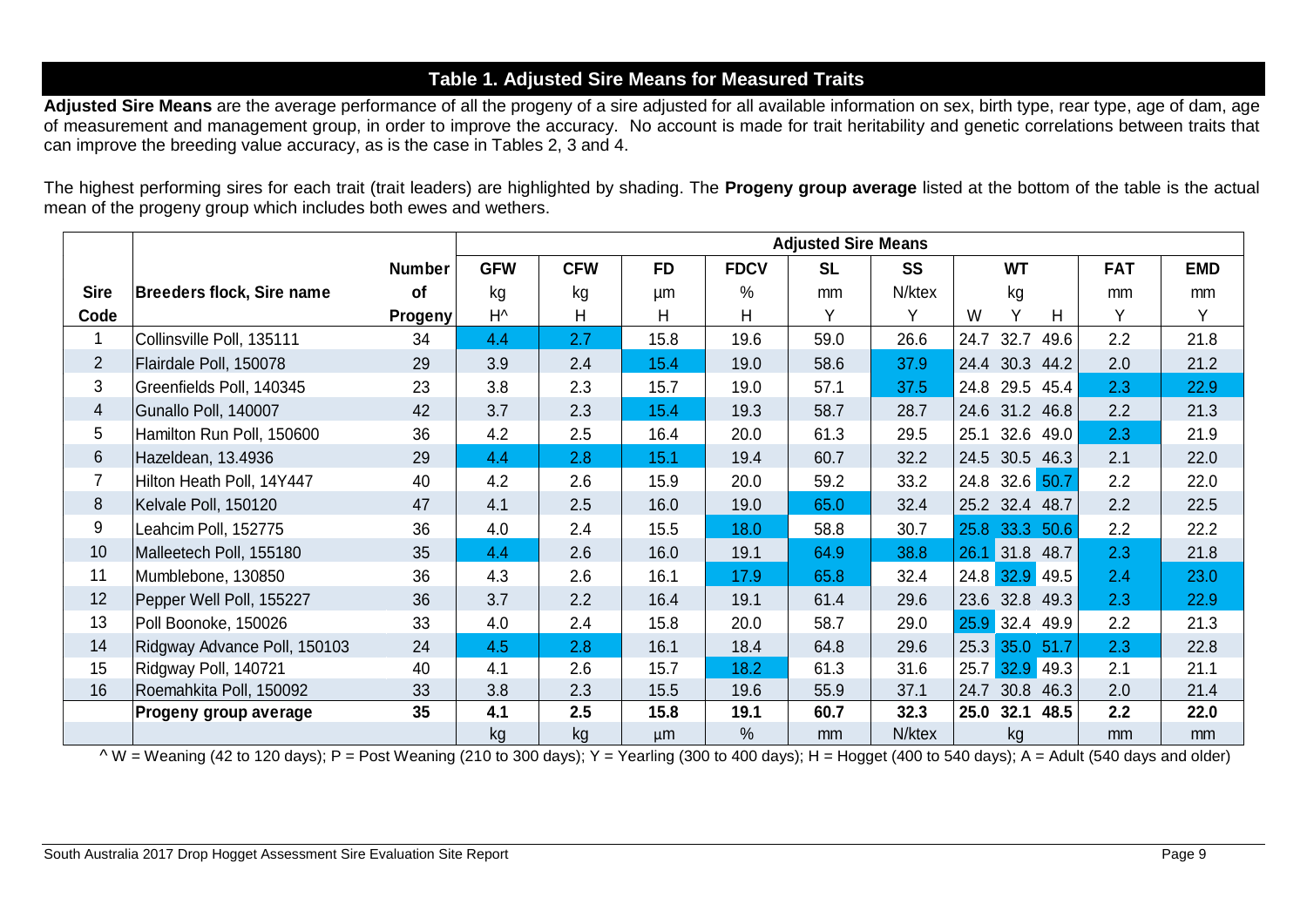## Table 1. Adjusted Sire Means for Measured Traits

**Adjusted Sire Means** are the average performance of all the progeny of a sire adjusted for all available information on sex, birth type, rear type, age of dam, age of measurement and management group, in order to improve the accuracy. No account is made for trait heritability and genetic correlations between traits that can improve the breeding value accuracy, as is the case in Tables 2, 3 and 4.

The highest performing sires for each trait (trait leaders) are highlighted by shading. The **Progeny group average** listed at the bottom of the table is the actual mean of the progeny group which includes both ewes and wethers.

| | | | Adjusted Sire Means | | | | | | | | | | |
|---|---|---|---|---|---|---|---|---|---|---|---|---|---|
| | | **Number** | **GFW** | **CFW** | **FD** | **FDCV** | **SL** | **SS** | **WT** | | | **FAT** | **EMD** |
| **Sire** | **Breeders flock, Sire name** | **of** | kg | kg | µm | % | mm | N/ktex | kg | | | mm | mm |
| **Code** | | **Progeny** | H^ | H | H | H | Y | Y | W | Y | H | Y | Y |
| 1 | Collinsville Poll, 135111 | 34 | 4.4 | 2.7 | 15.8 | 19.6 | 59.0 | 26.6 | 24.7 | 32.7 | 49.6 | 2.2 | 21.8 |
| 2 | Flairdale Poll, 150078 | 29 | 3.9 | 2.4 | 15.4 | 19.0 | 58.6 | 37.9 | 24.4 | 30.3 | 44.2 | 2.0 | 21.2 |
| 3 | Greenfields Poll, 140345 | 23 | 3.8 | 2.3 | 15.7 | 19.0 | 57.1 | 37.5 | 24.8 | 29.5 | 45.4 | 2.3 | 22.9 |
| 4 | Gunallo Poll, 140007 | 42 | 3.7 | 2.3 | 15.4 | 19.3 | 58.7 | 28.7 | 24.6 | 31.2 | 46.8 | 2.2 | 21.3 |
| 5 | Hamilton Run Poll, 150600 | 36 | 4.2 | 2.5 | 16.4 | 20.0 | 61.3 | 29.5 | 25.1 | 32.6 | 49.0 | 2.3 | 21.9 |
| 6 | Hazeldean, 13.4936 | 29 | 4.4 | 2.8 | 15.1 | 19.4 | 60.7 | 32.2 | 24.5 | 30.5 | 46.3 | 2.1 | 22.0 |
| 7 | Hilton Heath Poll, 14Y447 | 40 | 4.2 | 2.6 | 15.9 | 20.0 | 59.2 | 33.2 | 24.8 | 32.6 | 50.7 | 2.2 | 22.0 |
| 8 | Kelvale Poll, 150120 | 47 | 4.1 | 2.5 | 16.0 | 19.0 | 65.0 | 32.4 | 25.2 | 32.4 | 48.7 | 2.2 | 22.5 |
| 9 | Leahcim Poll, 152775 | 36 | 4.0 | 2.4 | 15.5 | 18.0 | 58.8 | 30.7 | 25.8 | 33.3 | 50.6 | 2.2 | 22.2 |
| 10 | Malleetech Poll, 155180 | 35 | 4.4 | 2.6 | 16.0 | 19.1 | 64.9 | 38.8 | 26.1 | 31.8 | 48.7 | 2.3 | 21.8 |
| 11 | Mumblebone, 130850 | 36 | 4.3 | 2.6 | 16.1 | 17.9 | 65.8 | 32.4 | 24.8 | 32.9 | 49.5 | 2.4 | 23.0 |
| 12 | Pepper Well Poll, 155227 | 36 | 3.7 | 2.2 | 16.4 | 19.1 | 61.4 | 29.6 | 23.6 | 32.8 | 49.3 | 2.3 | 22.9 |
| 13 | Poll Boonoke, 150026 | 33 | 4.0 | 2.4 | 15.8 | 20.0 | 58.7 | 29.0 | 25.9 | 32.4 | 49.9 | 2.2 | 21.3 |
| 14 | Ridgway Advance Poll, 150103 | 24 | 4.5 | 2.8 | 16.1 | 18.4 | 64.8 | 29.6 | 25.3 | 35.0 | 51.7 | 2.3 | 22.8 |
| 15 | Ridgway Poll, 140721 | 40 | 4.1 | 2.6 | 15.7 | 18.2 | 61.3 | 31.6 | 25.7 | 32.9 | 49.3 | 2.1 | 21.1 |
| 16 | Roemahkita Poll, 150092 | 33 | 3.8 | 2.3 | 15.5 | 19.6 | 55.9 | 37.1 | 24.7 | 30.8 | 46.3 | 2.0 | 21.4 |
| | **Progeny group average** | **35** | **4.1** | **2.5** | **15.8** | **19.1** | **60.7** | **32.3** | **25.0** | **32.1** | **48.5** | **2.2** | **22.0** |
| | | | kg | kg | µm | % | mm | N/ktex | kg | | | mm | mm |

^ W = Weaning (42 to 120 days); P = Post Weaning (210 to 300 days); Y = Yearling (300 to 400 days); H = Hogget (400 to 540 days); A = Adult (540 days and older)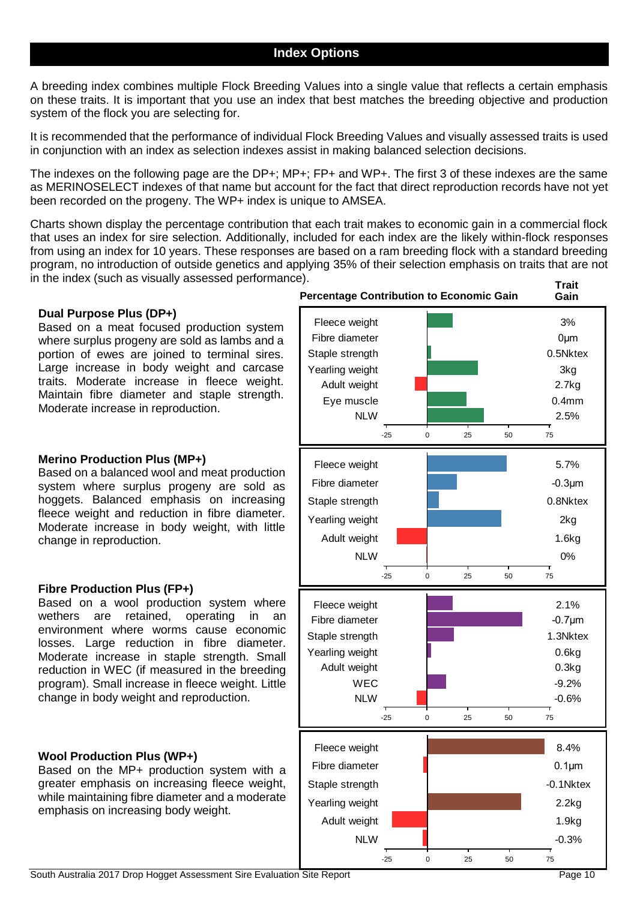## Index Options

A breeding index combines multiple Flock Breeding Values into a single value that reflects a certain emphasis on these traits. It is important that you use an index that best matches the breeding objective and production system of the flock you are selecting for.

It is recommended that the performance of individual Flock Breeding Values and visually assessed traits is used in conjunction with an index as selection indexes assist in making balanced selection decisions.

The indexes on the following page are the DP+; MP+; FP+ and WP+. The first 3 of these indexes are the same as MERINOSELECT indexes of that name but account for the fact that direct reproduction records have not yet been recorded on the progeny. The WP+ index is unique to AMSEA.

Charts shown display the percentage contribution that each trait makes to economic gain in a commercial flock that uses an index for sire selection. Additionally, included for each index are the likely within-flock responses from using an index for 10 years. These responses are based on a ram breeding flock with a standard breeding program, no introduction of outside genetics and applying 35% of their selection emphasis on traits that are not in the index (such as visually assessed performance).

**Dual Purpose Plus (DP+)**
Based on a meat focused production system where surplus progeny are sold as lambs and a portion of ewes are joined to terminal sires. Large increase in body weight and carcase traits. Moderate increase in fleece weight. Maintain fibre diameter and staple strength. Moderate increase in reproduction.

| Trait | Trait Gain |
|---|---|
| Fleece weight | 3% |
| Fibre diameter | 0µm |
| Staple strength | 0.5Nktex |
| Yearling weight | 3kg |
| Adult weight | 2.7kg |
| Eye muscle | 0.4mm |
| NLW | 2.5% |

**Merino Production Plus (MP+)**
Based on a balanced wool and meat production system where surplus progeny are sold as hoggets. Balanced emphasis on increasing fleece weight and reduction in fibre diameter. Moderate increase in body weight, with little change in reproduction.

| Trait | Trait Gain |
|---|---|
| Fleece weight | 5.7% |
| Fibre diameter | -0.3µm |
| Staple strength | 0.8Nktex |
| Yearling weight | 2kg |
| Adult weight | 1.6kg |
| NLW | 0% |

**Fibre Production Plus (FP+)**
Based on a wool production system where wethers are retained, operating in an environment where worms cause economic losses. Large reduction in fibre diameter. Moderate increase in staple strength. Small reduction in WEC (if measured in the breeding program). Small increase in fleece weight. Little change in body weight and reproduction.

| Trait | Trait Gain |
|---|---|
| Fleece weight | 2.1% |
| Fibre diameter | -0.7µm |
| Staple strength | 1.3Nktex |
| Yearling weight | 0.6kg |
| Adult weight | 0.3kg |
| WEC | -9.2% |
| NLW | -0.6% |

**Wool Production Plus (WP+)**
Based on the MP+ production system with a greater emphasis on increasing fleece weight, while maintaining fibre diameter and a moderate emphasis on increasing body weight.

| Trait | Trait Gain |
|---|---|
| Fleece weight | 8.4% |
| Fibre diameter | 0.1µm |
| Staple strength | -0.1Nktex |
| Yearling weight | 2.2kg |
| Adult weight | 1.9kg |
| NLW | -0.3% |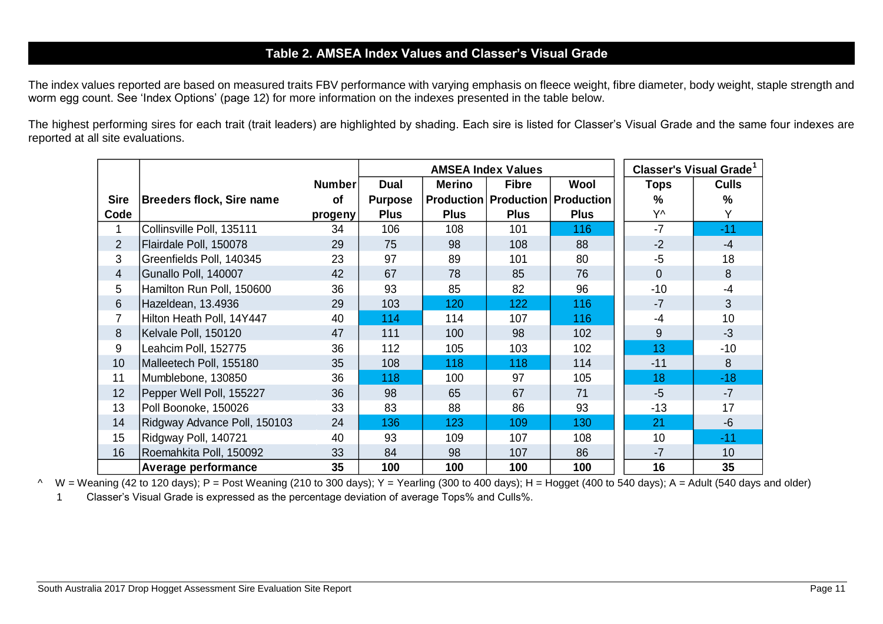## Table 2. AMSEA Index Values and Classer's Visual Grade

The index values reported are based on measured traits FBV performance with varying emphasis on fleece weight, fibre diameter, body weight, staple strength and worm egg count. See 'Index Options' (page 12) for more information on the indexes presented in the table below.

The highest performing sires for each trait (trait leaders) are highlighted by shading. Each sire is listed for Classer's Visual Grade and the same four indexes are reported at all site evaluations.

| | | | AMSEA Index Values | | | | Classer's Visual Grade[1] | |
|---|---|---|---|---|---|---|---|---|
| Sire Code | Breeders flock, Sire name | Number of progeny | Dual Purpose Plus | Merino Production Plus | Fibre Production Plus | Wool Production Plus | Tops % Y^ | Culls % Y |
| 1 | Collinsville Poll, 135111 | 34 | 106 | 108 | 101 | 116 | -7 | -11 |
| 2 | Flairdale Poll, 150078 | 29 | 75 | 98 | 108 | 88 | -2 | -4 |
| 3 | Greenfields Poll, 140345 | 23 | 97 | 89 | 101 | 80 | -5 | 18 |
| 4 | Gunallo Poll, 140007 | 42 | 67 | 78 | 85 | 76 | 0 | 8 |
| 5 | Hamilton Run Poll, 150600 | 36 | 93 | 85 | 82 | 96 | -10 | -4 |
| 6 | Hazeldean, 13.4936 | 29 | 103 | 120 | 122 | 116 | -7 | 3 |
| 7 | Hilton Heath Poll, 14Y447 | 40 | 114 | 114 | 107 | 116 | -4 | 10 |
| 8 | Kelvale Poll, 150120 | 47 | 111 | 100 | 98 | 102 | 9 | -3 |
| 9 | Leahcim Poll, 152775 | 36 | 112 | 105 | 103 | 102 | 13 | -10 |
| 10 | Malleetech Poll, 155180 | 35 | 108 | 118 | 118 | 114 | -11 | 8 |
| 11 | Mumblebone, 130850 | 36 | 118 | 100 | 97 | 105 | 18 | -18 |
| 12 | Pepper Well Poll, 155227 | 36 | 98 | 65 | 67 | 71 | -5 | -7 |
| 13 | Poll Boonoke, 150026 | 33 | 83 | 88 | 86 | 93 | -13 | 17 |
| 14 | Ridgway Advance Poll, 150103 | 24 | 136 | 123 | 109 | 130 | 21 | -6 |
| 15 | Ridgway Poll, 140721 | 40 | 93 | 109 | 107 | 108 | 10 | -11 |
| 16 | Roemahkita Poll, 150092 | 33 | 84 | 98 | 107 | 86 | -7 | 10 |
| | **Average performance** | **35** | **100** | **100** | **100** | **100** | **16** | **35** |

^ W = Weaning (42 to 120 days); P = Post Weaning (210 to 300 days); Y = Yearling (300 to 400 days); H = Hogget (400 to 540 days); A = Adult (540 days and older)

1 Classer's Visual Grade is expressed as the percentage deviation of average Tops% and Culls%.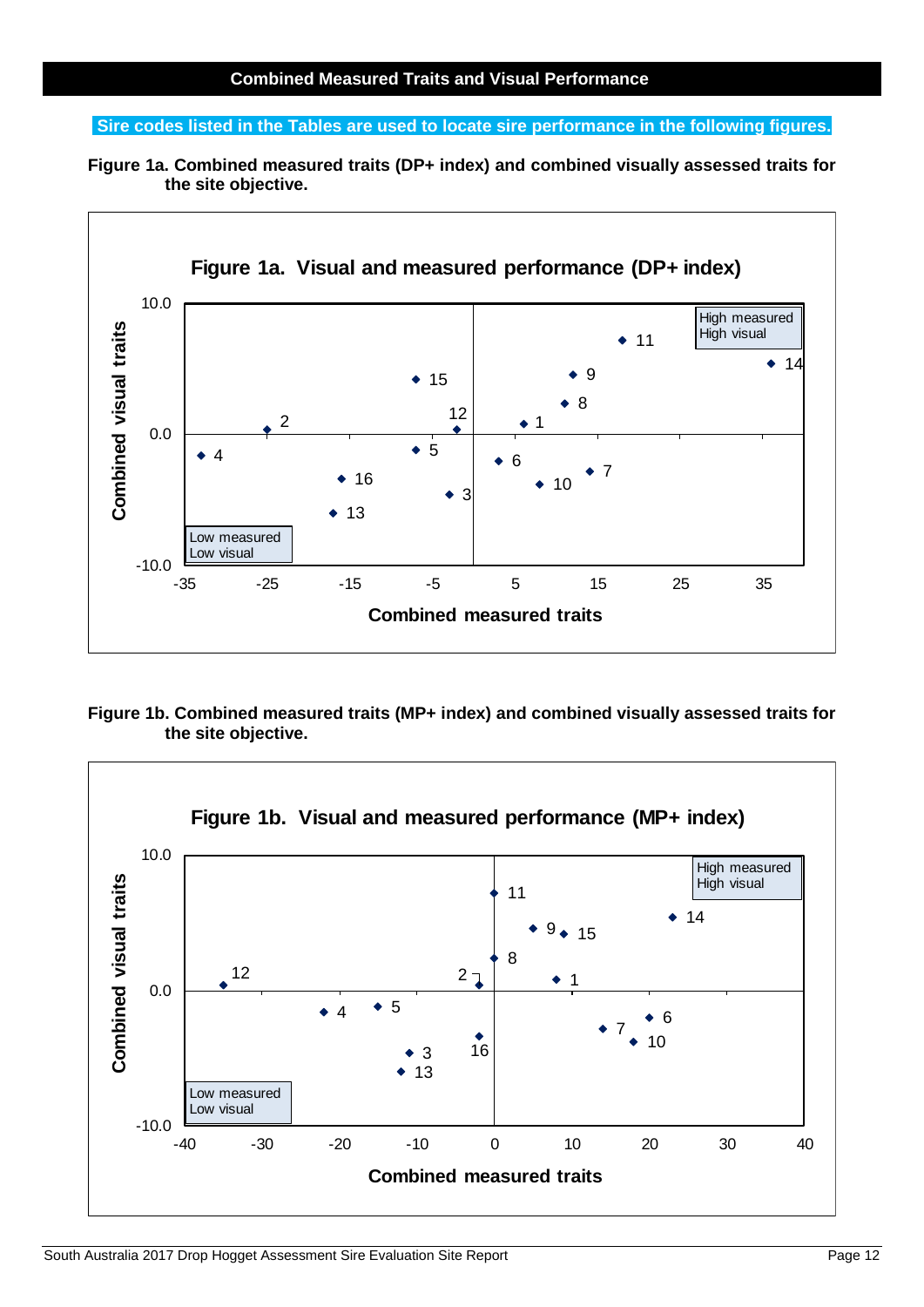## Combined Measured Traits and Visual Performance

**Sire codes listed in the Tables are used to locate sire performance in the following figures.**

**Figure 1a. Combined measured traits (DP+ index) and combined visually assessed traits for the site objective.**

**Figure 1a. Visual and measured performance (DP+ index)**

Combined visual traits (y-axis, -10.0 to 10.0) vs Combined measured traits (x-axis, -35 to 35)

High measured High visual

Low measured Low visual

**Figure 1b. Combined measured traits (MP+ index) and combined visually assessed traits for the site objective.**

**Figure 1b. Visual and measured performance (MP+ index)**

Combined visual traits (y-axis, -10.0 to 10.0) vs Combined measured traits (x-axis, -40 to 40)

High measured High visual

Low measured Low visual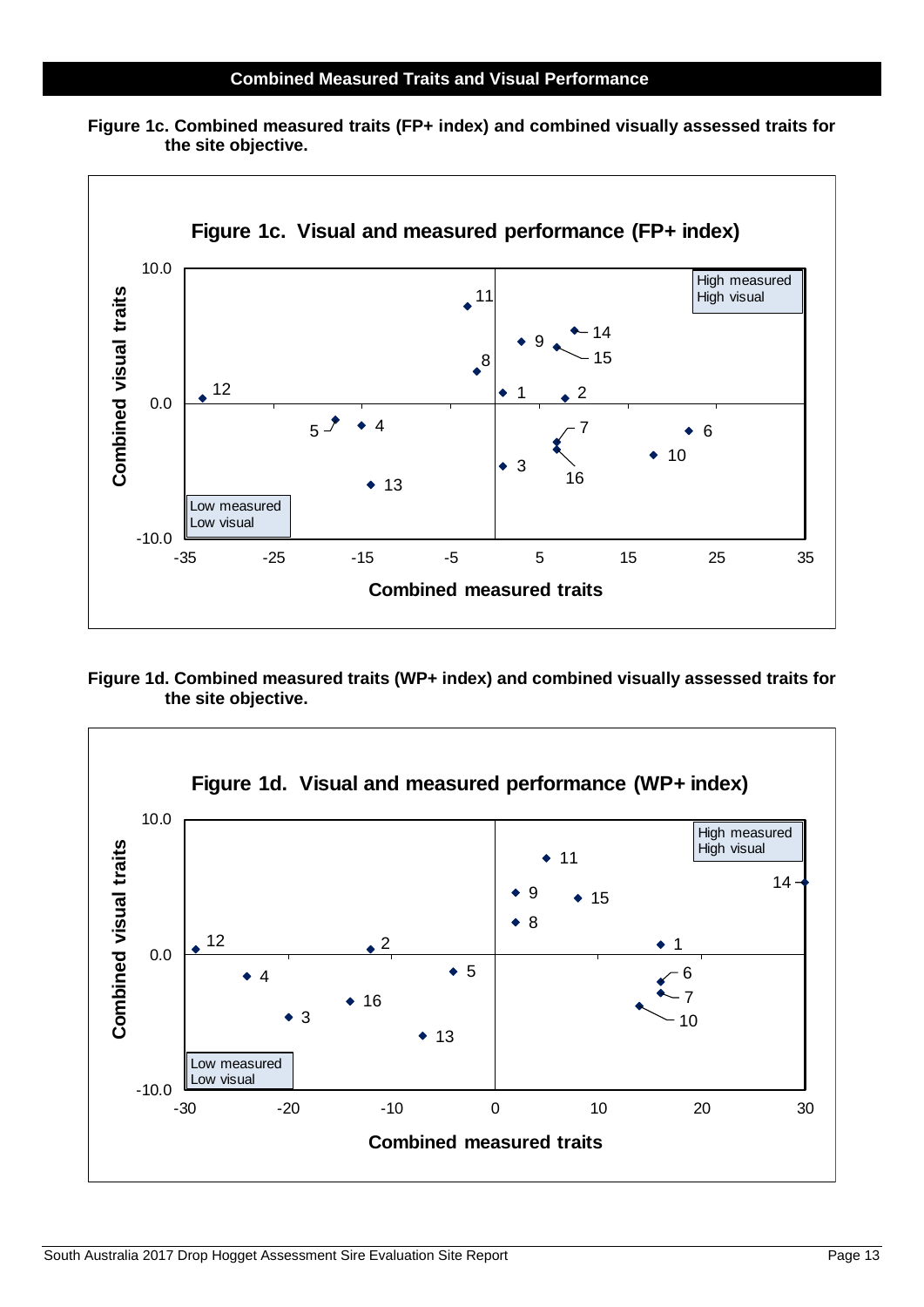## Combined Measured Traits and Visual Performance

**Figure 1c. Combined measured traits (FP+ index) and combined visually assessed traits for the site objective.**

**Figure 1c. Visual and measured performance (FP+ index)**

High measured
High visual

Low measured
Low visual

Combined visual traits

Combined measured traits

**Figure 1d. Combined measured traits (WP+ index) and combined visually assessed traits for the site objective.**

**Figure 1d. Visual and measured performance (WP+ index)**

High measured
High visual

Low measured
Low visual

Combined visual traits

Combined measured traits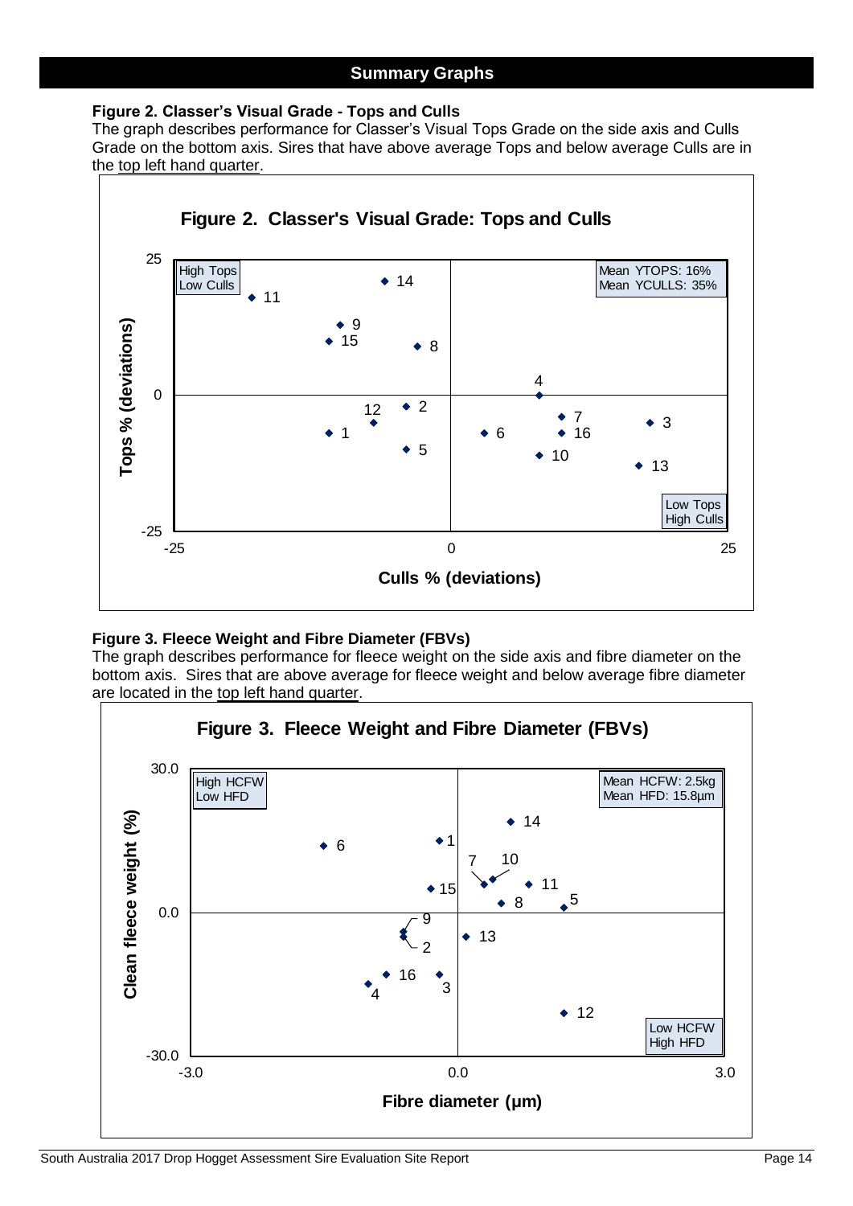## Summary Graphs

**Figure 2. Classer's Visual Grade - Tops and Culls**

The graph describes performance for Classer's Visual Tops Grade on the side axis and Culls Grade on the bottom axis. Sires that have above average Tops and below average Culls are in the top left hand quarter.

**Figure 2. Classer's Visual Grade: Tops and Culls**

High Tops Low Culls

Mean YTOPS: 16%
Mean YCULLS: 35%

Low Tops High Culls

Tops % (deviations)

Culls % (deviations)

**Figure 3. Fleece Weight and Fibre Diameter (FBVs)**

The graph describes performance for fleece weight on the side axis and fibre diameter on the bottom axis. Sires that are above average for fleece weight and below average fibre diameter are located in the top left hand quarter.

**Figure 3. Fleece Weight and Fibre Diameter (FBVs)**

High HCFW Low HFD

Mean HCFW: 2.5kg
Mean HFD: 15.8µm

Low HCFW High HFD

Clean fleece weight (%)

Fibre diameter (µm)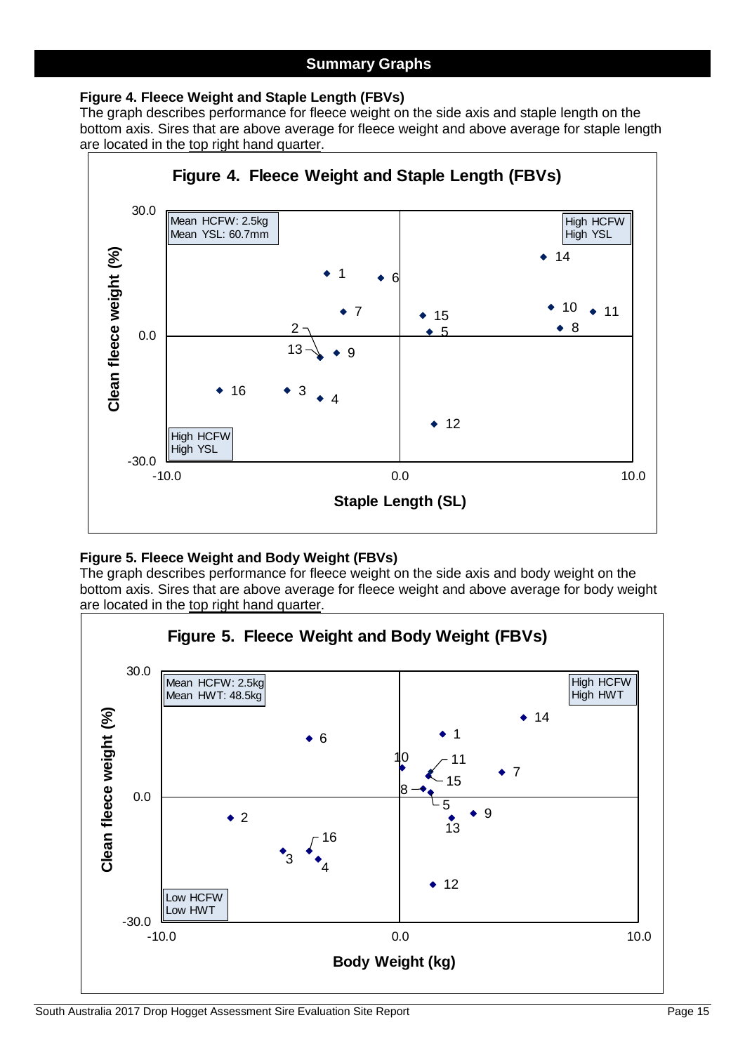## Summary Graphs

**Figure 4. Fleece Weight and Staple Length (FBVs)**
The graph describes performance for fleece weight on the side axis and staple length on the bottom axis. Sires that are above average for fleece weight and above average for staple length are located in the top right hand quarter.

**Figure 4. Fleece Weight and Staple Length (FBVs)**

Mean HCFW: 2.5kg
Mean YSL: 60.7mm

High HCFW
High YSL

Clean fleece weight (%)

Staple Length (SL)

**Figure 5. Fleece Weight and Body Weight (FBVs)**
The graph describes performance for fleece weight on the side axis and body weight on the bottom axis. Sires that are above average for fleece weight and above average for body weight are located in the top right hand quarter.

**Figure 5. Fleece Weight and Body Weight (FBVs)**

Mean HCFW: 2.5kg
Mean HWT: 48.5kg

High HCFW
High HWT

Low HCFW
Low HWT

Clean fleece weight (%)

Body Weight (kg)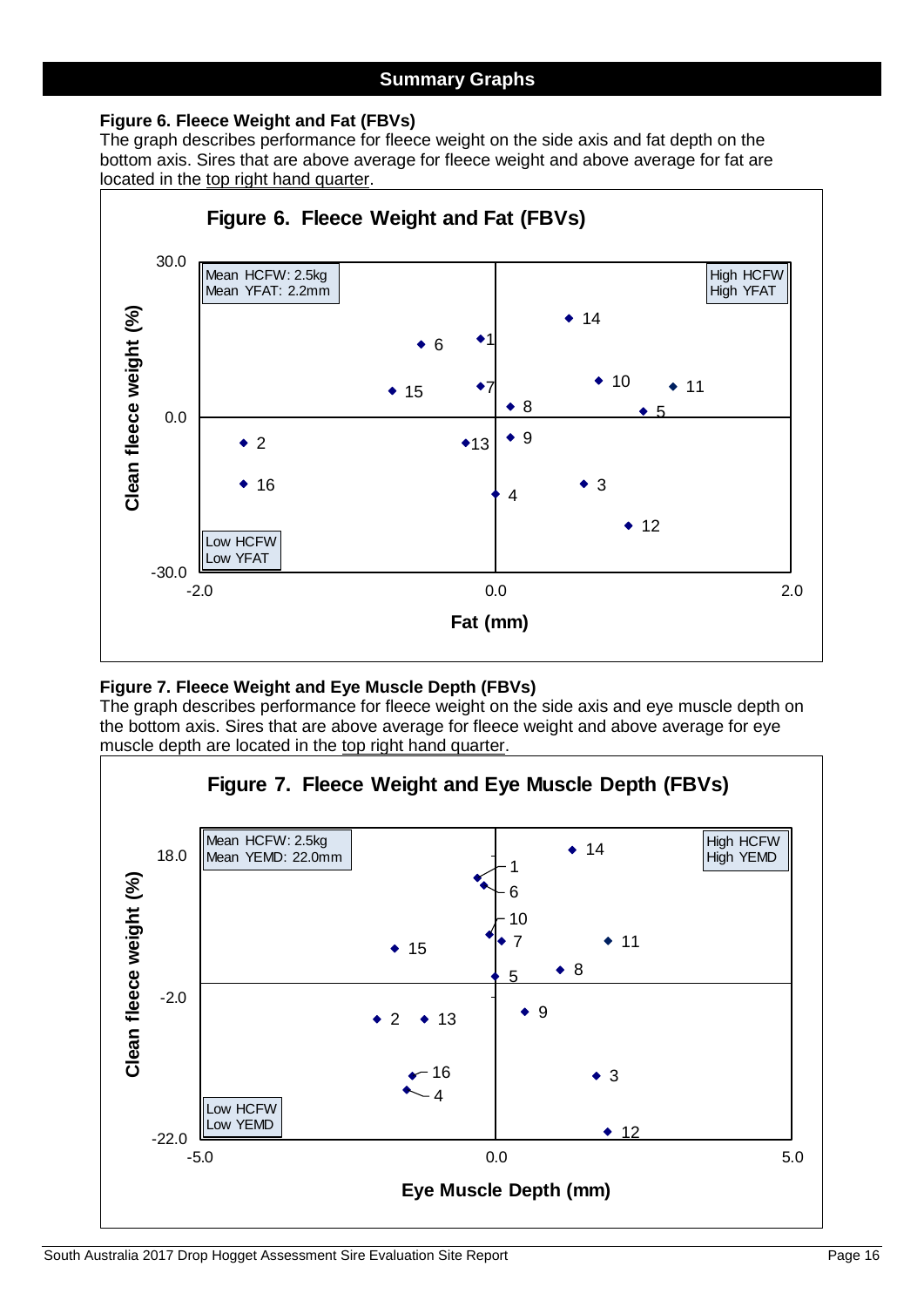## Summary Graphs

**Figure 6. Fleece Weight and Fat (FBVs)**

The graph describes performance for fleece weight on the side axis and fat depth on the bottom axis. Sires that are above average for fleece weight and above average for fat are located in the top right hand quarter.

**Figure 6. Fleece Weight and Fat (FBVs)**

Mean HCFW: 2.5kg
Mean YFAT: 2.2mm

High HCFW
High YFAT

Low HCFW
Low YFAT

Clean fleece weight (%)

Fat (mm)

**Figure 7. Fleece Weight and Eye Muscle Depth (FBVs)**

The graph describes performance for fleece weight on the side axis and eye muscle depth on the bottom axis. Sires that are above average for fleece weight and above average for eye muscle depth are located in the top right hand quarter.

**Figure 7. Fleece Weight and Eye Muscle Depth (FBVs)**

Mean HCFW: 2.5kg
Mean YEMD: 22.0mm

High HCFW
High YEMD

Low HCFW
Low YEMD

Clean fleece weight (%)

Eye Muscle Depth (mm)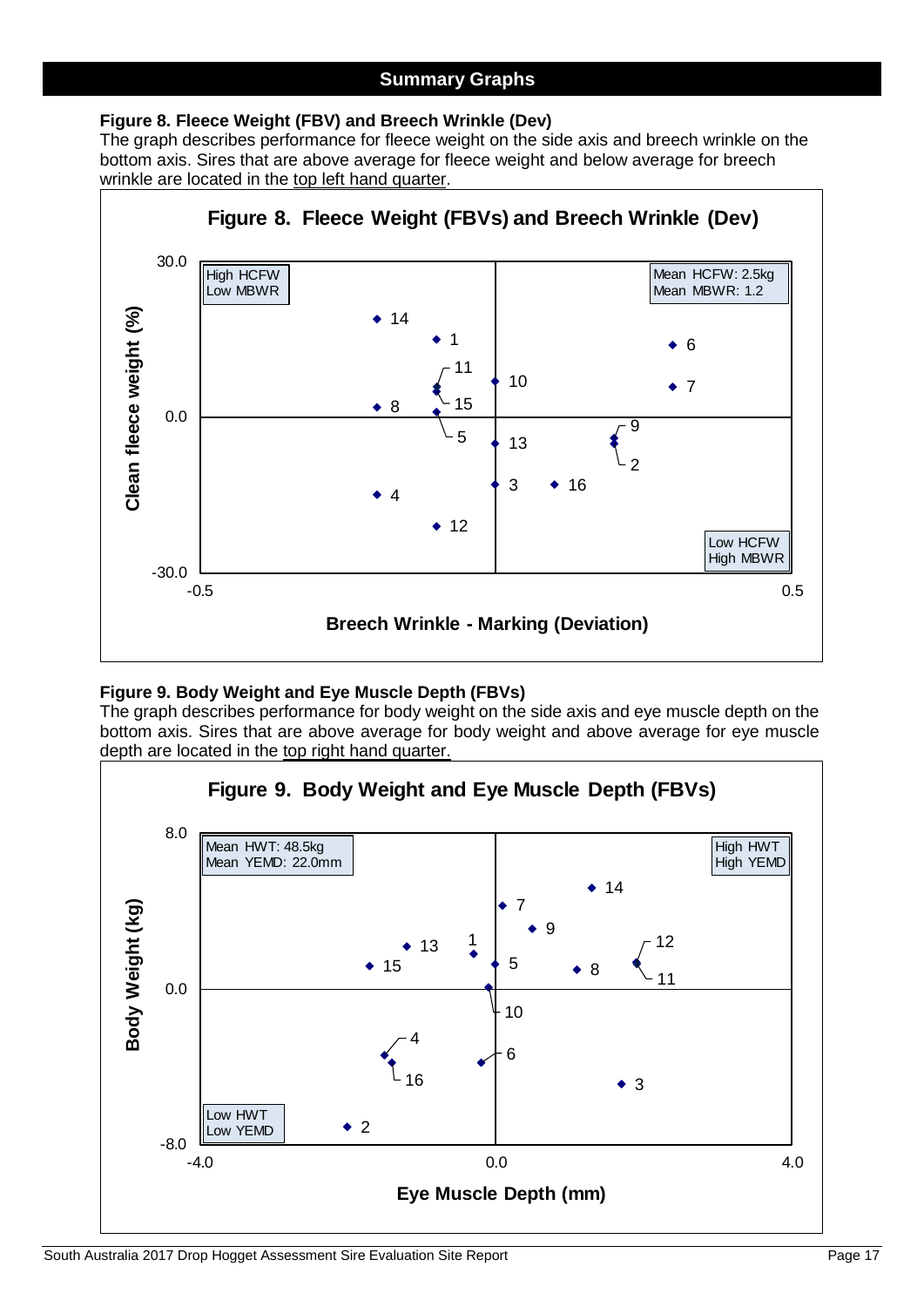## Summary Graphs

**Figure 8. Fleece Weight (FBV) and Breech Wrinkle (Dev)**

The graph describes performance for fleece weight on the side axis and breech wrinkle on the bottom axis. Sires that are above average for fleece weight and below average for breech wrinkle are located in the top left hand quarter.

**Figure 8. Fleece Weight (FBVs) and Breech Wrinkle (Dev)**

Clean fleece weight (%) vs Breech Wrinkle - Marking (Deviation)

High HCFW / Low MBWR

Mean HCFW: 2.5kg / Mean MBWR: 1.2

Low HCFW / High MBWR

**Figure 9. Body Weight and Eye Muscle Depth (FBVs)**

The graph describes performance for body weight on the side axis and eye muscle depth on the bottom axis. Sires that are above average for body weight and above average for eye muscle depth are located in the top right hand quarter.

**Figure 9. Body Weight and Eye Muscle Depth (FBVs)**

Body Weight (kg) vs Eye Muscle Depth (mm)

Mean HWT: 48.5kg / Mean YEMD: 22.0mm

High HWT / High YEMD

Low HWT / Low YEMD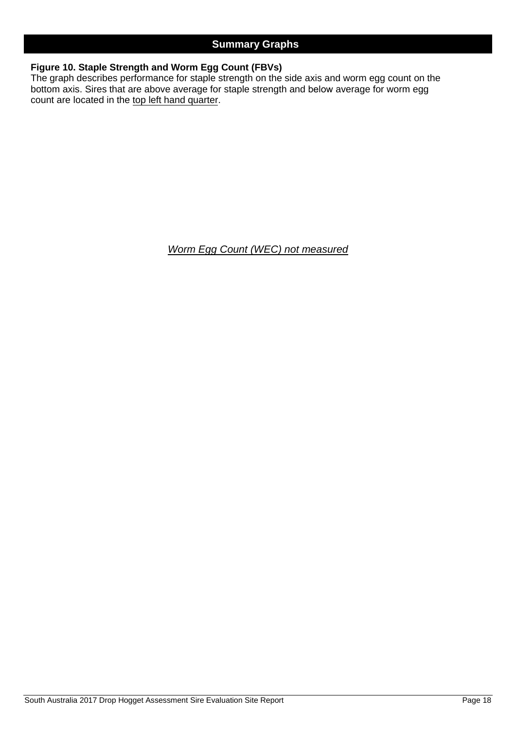## Summary Graphs

**Figure 10. Staple Strength and Worm Egg Count (FBVs)**

The graph describes performance for staple strength on the side axis and worm egg count on the bottom axis. Sires that are above average for staple strength and below average for worm egg count are located in the top left hand quarter.

*Worm Egg Count (WEC) not measured*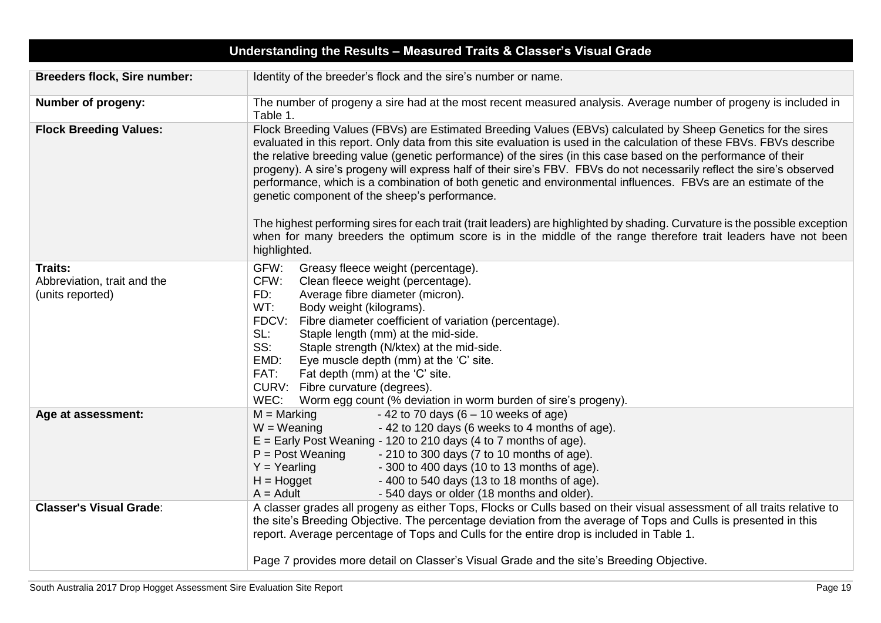# Understanding the Results – Measured Traits & Classer's Visual Grade

| | |
|---|---|
| **Breeders flock, Sire number:** | Identity of the breeder's flock and the sire's number or name. |
| **Number of progeny:** | The number of progeny a sire had at the most recent measured analysis. Average number of progeny is included in Table 1. |
| **Flock Breeding Values:** | Flock Breeding Values (FBVs) are Estimated Breeding Values (EBVs) calculated by Sheep Genetics for the sires evaluated in this report. Only data from this site evaluation is used in the calculation of these FBVs. FBVs describe the relative breeding value (genetic performance) of the sires (in this case based on the performance of their progeny). A sire's progeny will express half of their sire's FBV. FBVs do not necessarily reflect the sire's observed performance, which is a combination of both genetic and environmental influences. FBVs are an estimate of the genetic component of the sheep's performance.<br><br>The highest performing sires for each trait (trait leaders) are highlighted by shading. Curvature is the possible exception when for many breeders the optimum score is in the middle of the range therefore trait leaders have not been highlighted. |
| **Traits:**<br>Abbreviation, trait and the (units reported) | GFW: Greasy fleece weight (percentage).<br>CFW: Clean fleece weight (percentage).<br>FD: Average fibre diameter (micron).<br>WT: Body weight (kilograms).<br>FDCV: Fibre diameter coefficient of variation (percentage).<br>SL: Staple length (mm) at the mid-side.<br>SS: Staple strength (N/ktex) at the mid-side.<br>EMD: Eye muscle depth (mm) at the 'C' site.<br>FAT: Fat depth (mm) at the 'C' site.<br>CURV: Fibre curvature (degrees).<br>WEC: Worm egg count (% deviation in worm burden of sire's progeny). |
| **Age at assessment:** | M = Marking - 42 to 70 days (6 – 10 weeks of age)<br>W = Weaning - 42 to 120 days (6 weeks to 4 months of age).<br>E = Early Post Weaning - 120 to 210 days (4 to 7 months of age).<br>P = Post Weaning - 210 to 300 days (7 to 10 months of age).<br>Y = Yearling - 300 to 400 days (10 to 13 months of age).<br>H = Hogget - 400 to 540 days (13 to 18 months of age).<br>A = Adult - 540 days or older (18 months and older). |
| **Classer's Visual Grade**: | A classer grades all progeny as either Tops, Flocks or Culls based on their visual assessment of all traits relative to the site's Breeding Objective. The percentage deviation from the average of Tops and Culls is presented in this report. Average percentage of Tops and Culls for the entire drop is included in Table 1.<br><br>Page 7 provides more detail on Classer's Visual Grade and the site's Breeding Objective. |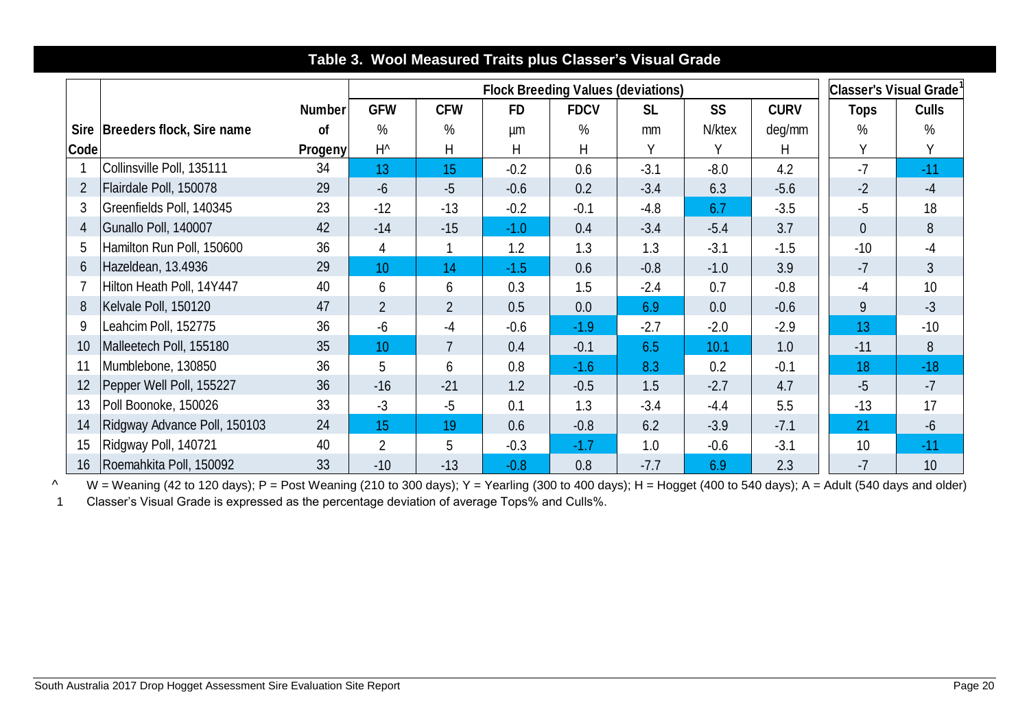## Table 3. Wool Measured Traits plus Classer's Visual Grade

| Sire Code | Breeders flock, Sire name | Number of Progeny | Flock Breeding Values (deviations) | | | | | | | Classer's Visual Grade[1] | |
|---|---|---|---|---|---|---|---|---|---|---|---|
| | | | GFW | CFW | FD | FDCV | SL | SS | CURV | Tops | Culls |
| | | | % | % | µm | % | mm | N/ktex | deg/mm | % | % |
| | | | H^ | H | H | H | Y | Y | H | Y | Y |
| 1 | Collinsville Poll, 135111 | 34 | 13 | 15 | -0.2 | 0.6 | -3.1 | -8.0 | 4.2 | -7 | -11 |
| 2 | Flairdale Poll, 150078 | 29 | -6 | -5 | -0.6 | 0.2 | -3.4 | 6.3 | -5.6 | -2 | -4 |
| 3 | Greenfields Poll, 140345 | 23 | -12 | -13 | -0.2 | -0.1 | -4.8 | 6.7 | -3.5 | -5 | 18 |
| 4 | Gunallo Poll, 140007 | 42 | -14 | -15 | -1.0 | 0.4 | -3.4 | -5.4 | 3.7 | 0 | 8 |
| 5 | Hamilton Run Poll, 150600 | 36 | 4 | 1 | 1.2 | 1.3 | 1.3 | -3.1 | -1.5 | -10 | -4 |
| 6 | Hazeldean, 13.4936 | 29 | 10 | 14 | -1.5 | 0.6 | -0.8 | -1.0 | 3.9 | -7 | 3 |
| 7 | Hilton Heath Poll, 14Y447 | 40 | 6 | 6 | 0.3 | 1.5 | -2.4 | 0.7 | -0.8 | -4 | 10 |
| 8 | Kelvale Poll, 150120 | 47 | 2 | 2 | 0.5 | 0.0 | 6.9 | 0.0 | -0.6 | 9 | -3 |
| 9 | Leahcim Poll, 152775 | 36 | -6 | -4 | -0.6 | -1.9 | -2.7 | -2.0 | -2.9 | 13 | -10 |
| 10 | Malleetech Poll, 155180 | 35 | 10 | 7 | 0.4 | -0.1 | 6.5 | 10.1 | 1.0 | -11 | 8 |
| 11 | Mumblebone, 130850 | 36 | 5 | 6 | 0.8 | -1.6 | 8.3 | 0.2 | -0.1 | 18 | -18 |
| 12 | Pepper Well Poll, 155227 | 36 | -16 | -21 | 1.2 | -0.5 | 1.5 | -2.7 | 4.7 | -5 | -7 |
| 13 | Poll Boonoke, 150026 | 33 | -3 | -5 | 0.1 | 1.3 | -3.4 | -4.4 | 5.5 | -13 | 17 |
| 14 | Ridgway Advance Poll, 150103 | 24 | 15 | 19 | 0.6 | -0.8 | 6.2 | -3.9 | -7.1 | 21 | -6 |
| 15 | Ridgway Poll, 140721 | 40 | 2 | 5 | -0.3 | -1.7 | 1.0 | -0.6 | -3.1 | 10 | -11 |
| 16 | Roemahkita Poll, 150092 | 33 | -10 | -13 | -0.8 | 0.8 | -7.7 | 6.9 | 2.3 | -7 | 10 |

^ W = Weaning (42 to 120 days); P = Post Weaning (210 to 300 days); Y = Yearling (300 to 400 days); H = Hogget (400 to 540 days); A = Adult (540 days and older)

1 Classer's Visual Grade is expressed as the percentage deviation of average Tops% and Culls%.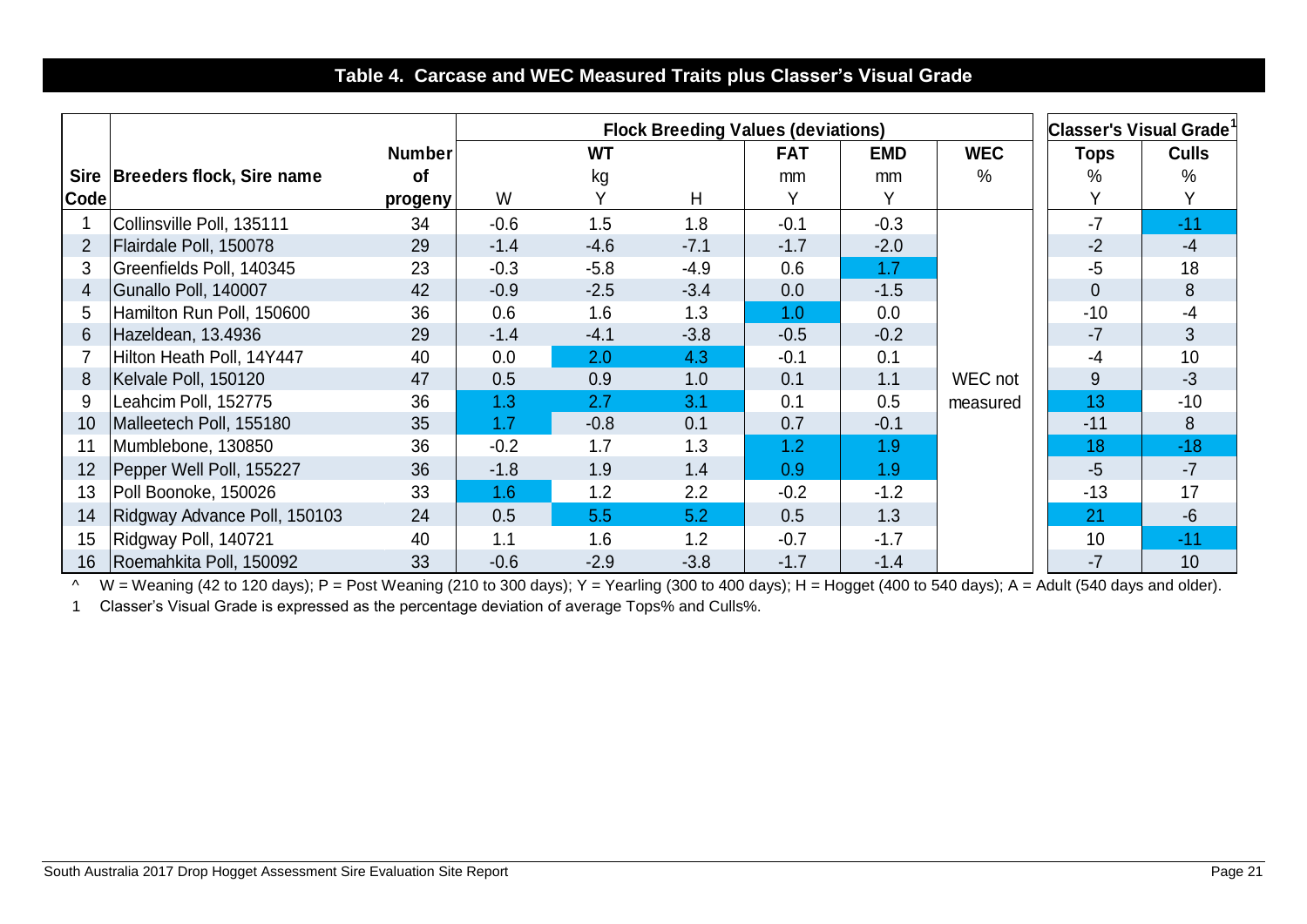## Table 4. Carcase and WEC Measured Traits plus Classer's Visual Grade

| Sire Code | Breeders flock, Sire name | Number of progeny | Flock Breeding Values (deviations) | | | | | | Classer's Visual Grade[1] | |
|---|---|---|---|---|---|---|---|---|---|---|
| | | | WT | | | FAT | EMD | WEC | Tops | Culls |
| | | | kg | | | mm | mm | % | % | % |
| | | | W | Y | H | Y | Y | | Y | Y |
| 1 | Collinsville Poll, 135111 | 34 | -0.6 | 1.5 | 1.8 | -0.1 | -0.3 | WEC not measured | -7 | -11 |
| 2 | Flairdale Poll, 150078 | 29 | -1.4 | -4.6 | -7.1 | -1.7 | -2.0 | | -2 | -4 |
| 3 | Greenfields Poll, 140345 | 23 | -0.3 | -5.8 | -4.9 | 0.6 | 1.7 | | -5 | 18 |
| 4 | Gunallo Poll, 140007 | 42 | -0.9 | -2.5 | -3.4 | 0.0 | -1.5 | | 0 | 8 |
| 5 | Hamilton Run Poll, 150600 | 36 | 0.6 | 1.6 | 1.3 | 1.0 | 0.0 | | -10 | -4 |
| 6 | Hazeldean, 13.4936 | 29 | -1.4 | -4.1 | -3.8 | -0.5 | -0.2 | | -7 | 3 |
| 7 | Hilton Heath Poll, 14Y447 | 40 | 0.0 | 2.0 | 4.3 | -0.1 | 0.1 | | -4 | 10 |
| 8 | Kelvale Poll, 150120 | 47 | 0.5 | 0.9 | 1.0 | 0.1 | 1.1 | | 9 | -3 |
| 9 | Leahcim Poll, 152775 | 36 | 1.3 | 2.7 | 3.1 | 0.1 | 0.5 | | 13 | -10 |
| 10 | Malleetech Poll, 155180 | 35 | 1.7 | -0.8 | 0.1 | 0.7 | -0.1 | | -11 | 8 |
| 11 | Mumblebone, 130850 | 36 | -0.2 | 1.7 | 1.3 | 1.2 | 1.9 | | 18 | -18 |
| 12 | Pepper Well Poll, 155227 | 36 | -1.8 | 1.9 | 1.4 | 0.9 | 1.9 | | -5 | -7 |
| 13 | Poll Boonoke, 150026 | 33 | 1.6 | 1.2 | 2.2 | -0.2 | -1.2 | | -13 | 17 |
| 14 | Ridgway Advance Poll, 150103 | 24 | 0.5 | 5.5 | 5.2 | 0.5 | 1.3 | | 21 | -6 |
| 15 | Ridgway Poll, 140721 | 40 | 1.1 | 1.6 | 1.2 | -0.7 | -1.7 | | 10 | -11 |
| 16 | Roemahkita Poll, 150092 | 33 | -0.6 | -2.9 | -3.8 | -1.7 | -1.4 | | -7 | 10 |

^ W = Weaning (42 to 120 days); P = Post Weaning (210 to 300 days); Y = Yearling (300 to 400 days); H = Hogget (400 to 540 days); A = Adult (540 days and older).

1 Classer's Visual Grade is expressed as the percentage deviation of average Tops% and Culls%.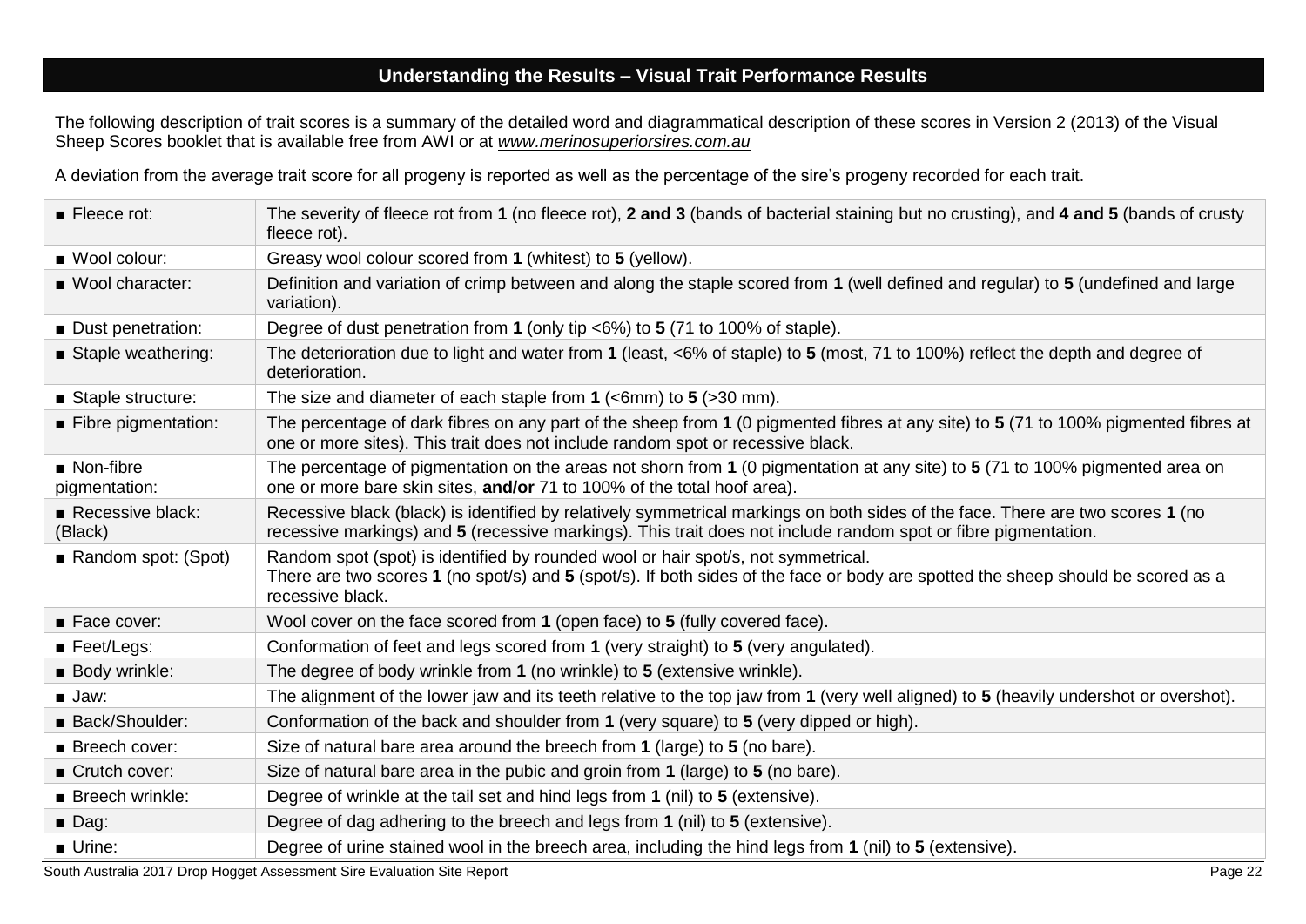## Understanding the Results – Visual Trait Performance Results

The following description of trait scores is a summary of the detailed word and diagrammatical description of these scores in Version 2 (2013) of the Visual Sheep Scores booklet that is available free from AWI or at *www.merinosuperiorsires.com.au*

A deviation from the average trait score for all progeny is reported as well as the percentage of the sire's progeny recorded for each trait.

| Trait | Description |
|---|---|
| ■ Fleece rot: | The severity of fleece rot from **1** (no fleece rot), **2 and 3** (bands of bacterial staining but no crusting), and **4 and 5** (bands of crusty fleece rot). |
| ■ Wool colour: | Greasy wool colour scored from **1** (whitest) to **5** (yellow). |
| ■ Wool character: | Definition and variation of crimp between and along the staple scored from **1** (well defined and regular) to **5** (undefined and large variation). |
| ■ Dust penetration: | Degree of dust penetration from **1** (only tip <6%) to **5** (71 to 100% of staple). |
| ■ Staple weathering: | The deterioration due to light and water from **1** (least, <6% of staple) to **5** (most, 71 to 100%) reflect the depth and degree of deterioration. |
| ■ Staple structure: | The size and diameter of each staple from **1** (<6mm) to **5** (>30 mm). |
| ■ Fibre pigmentation: | The percentage of dark fibres on any part of the sheep from **1** (0 pigmented fibres at any site) to **5** (71 to 100% pigmented fibres at one or more sites). This trait does not include random spot or recessive black. |
| ■ Non-fibre pigmentation: | The percentage of pigmentation on the areas not shorn from **1** (0 pigmentation at any site) to **5** (71 to 100% pigmented area on one or more bare skin sites, **and/or** 71 to 100% of the total hoof area). |
| ■ Recessive black: (Black) | Recessive black (black) is identified by relatively symmetrical markings on both sides of the face. There are two scores **1** (no recessive markings) and **5** (recessive markings). This trait does not include random spot or fibre pigmentation. |
| ■ Random spot: (Spot) | Random spot (spot) is identified by rounded wool or hair spot/s, not symmetrical. There are two scores **1** (no spot/s) and **5** (spot/s). If both sides of the face or body are spotted the sheep should be scored as a recessive black. |
| ■ Face cover: | Wool cover on the face scored from **1** (open face) to **5** (fully covered face). |
| ■ Feet/Legs: | Conformation of feet and legs scored from **1** (very straight) to **5** (very angulated). |
| ■ Body wrinkle: | The degree of body wrinkle from **1** (no wrinkle) to **5** (extensive wrinkle). |
| ■ Jaw: | The alignment of the lower jaw and its teeth relative to the top jaw from **1** (very well aligned) to **5** (heavily undershot or overshot). |
| ■ Back/Shoulder: | Conformation of the back and shoulder from **1** (very square) to **5** (very dipped or high). |
| ■ Breech cover: | Size of natural bare area around the breech from **1** (large) to **5** (no bare). |
| ■ Crutch cover: | Size of natural bare area in the pubic and groin from **1** (large) to **5** (no bare). |
| ■ Breech wrinkle: | Degree of wrinkle at the tail set and hind legs from **1** (nil) to **5** (extensive). |
| ■ Dag: | Degree of dag adhering to the breech and legs from **1** (nil) to **5** (extensive). |
| ■ Urine: | Degree of urine stained wool in the breech area, including the hind legs from **1** (nil) to **5** (extensive). |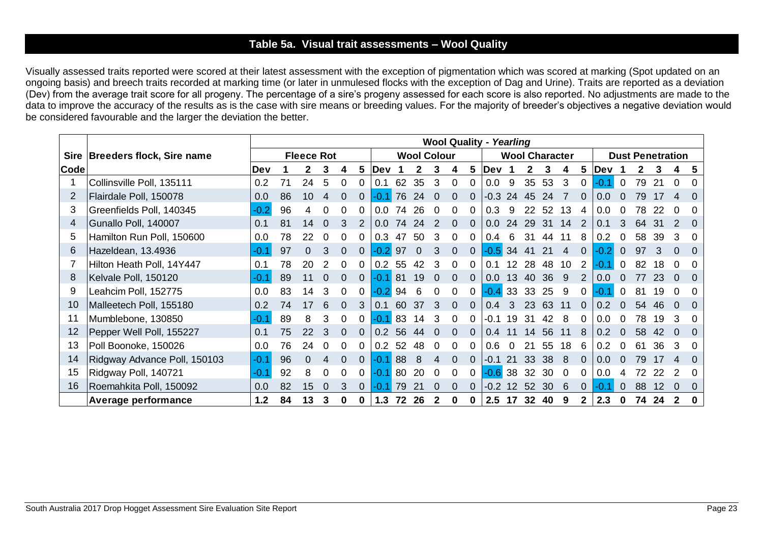## Table 5a. Visual trait assessments – Wool Quality

Visually assessed traits reported were scored at their latest assessment with the exception of pigmentation which was scored at marking (Spot updated on an ongoing basis) and breech traits recorded at marking time (or later in unmulesed flocks with the exception of Dag and Urine). Traits are reported as a deviation (Dev) from the average trait score for all progeny. The percentage of a sire's progeny assessed for each score is also reported. No adjustments are made to the data to improve the accuracy of the results as is the case with sire means or breeding values. For the majority of breeder's objectives a negative deviation would be considered favourable and the larger the deviation the better.

| | | Wool Quality - *Yearling* | | | | | | | | | | | | | | | | | | | | | | | |
|---|---|---|---|---|---|---|---|---|---|---|---|---|---|---|---|---|---|---|---|---|---|---|---|---|---|
| **Sire** | **Breeders flock, Sire name** | **Fleece Rot** | | | | | | **Wool Colour** | | | | | | **Wool Character** | | | | | | **Dust Penetration** | | | | | |
| **Code** | | **Dev** | **1** | **2** | **3** | **4** | **5** | **Dev** | **1** | **2** | **3** | **4** | **5** | **Dev** | **1** | **2** | **3** | **4** | **5** | **Dev** | **1** | **2** | **3** | **4** | **5** |
| 1 | Collinsville Poll, 135111 | 0.2 | 71 | 24 | 5 | 0 | 0 | 0.1 | 62 | 35 | 3 | 0 | 0 | 0.0 | 9 | 35 | 53 | 3 | 0 | -0.1 | 0 | 79 | 21 | 0 | 0 |
| 2 | Flairdale Poll, 150078 | 0.0 | 86 | 10 | 4 | 0 | 0 | -0.1 | 76 | 24 | 0 | 0 | 0 | -0.3 | 24 | 45 | 24 | 7 | 0 | 0.0 | 0 | 79 | 17 | 4 | 0 |
| 3 | Greenfields Poll, 140345 | -0.2 | 96 | 4 | 0 | 0 | 0 | 0.0 | 74 | 26 | 0 | 0 | 0 | 0.3 | 9 | 22 | 52 | 13 | 4 | 0.0 | 0 | 78 | 22 | 0 | 0 |
| 4 | Gunallo Poll, 140007 | 0.1 | 81 | 14 | 0 | 3 | 2 | 0.0 | 74 | 24 | 2 | 0 | 0 | 0.0 | 24 | 29 | 31 | 14 | 2 | 0.1 | 3 | 64 | 31 | 2 | 0 |
| 5 | Hamilton Run Poll, 150600 | 0.0 | 78 | 22 | 0 | 0 | 0 | 0.3 | 47 | 50 | 3 | 0 | 0 | 0.4 | 6 | 31 | 44 | 11 | 8 | 0.2 | 0 | 58 | 39 | 3 | 0 |
| 6 | Hazeldean, 13.4936 | -0.1 | 97 | 0 | 3 | 0 | 0 | -0.2 | 97 | 0 | 3 | 0 | 0 | -0.5 | 34 | 41 | 21 | 4 | 0 | -0.2 | 0 | 97 | 3 | 0 | 0 |
| 7 | Hilton Heath Poll, 14Y447 | 0.1 | 78 | 20 | 2 | 0 | 0 | 0.2 | 55 | 42 | 3 | 0 | 0 | 0.1 | 12 | 28 | 48 | 10 | 2 | -0.1 | 0 | 82 | 18 | 0 | 0 |
| 8 | Kelvale Poll, 150120 | -0.1 | 89 | 11 | 0 | 0 | 0 | -0.1 | 81 | 19 | 0 | 0 | 0 | 0.0 | 13 | 40 | 36 | 9 | 2 | 0.0 | 0 | 77 | 23 | 0 | 0 |
| 9 | Leahcim Poll, 152775 | 0.0 | 83 | 14 | 3 | 0 | 0 | -0.2 | 94 | 6 | 0 | 0 | 0 | -0.4 | 33 | 33 | 25 | 9 | 0 | -0.1 | 0 | 81 | 19 | 0 | 0 |
| 10 | Malleetech Poll, 155180 | 0.2 | 74 | 17 | 6 | 0 | 3 | 0.1 | 60 | 37 | 3 | 0 | 0 | 0.4 | 3 | 23 | 63 | 11 | 0 | 0.2 | 0 | 54 | 46 | 0 | 0 |
| 11 | Mumblebone, 130850 | -0.1 | 89 | 8 | 3 | 0 | 0 | -0.1 | 83 | 14 | 3 | 0 | 0 | -0.1 | 19 | 31 | 42 | 8 | 0 | 0.0 | 0 | 78 | 19 | 3 | 0 |
| 12 | Pepper Well Poll, 155227 | 0.1 | 75 | 22 | 3 | 0 | 0 | 0.2 | 56 | 44 | 0 | 0 | 0 | 0.4 | 11 | 14 | 56 | 11 | 8 | 0.2 | 0 | 58 | 42 | 0 | 0 |
| 13 | Poll Boonoke, 150026 | 0.0 | 76 | 24 | 0 | 0 | 0 | 0.2 | 52 | 48 | 0 | 0 | 0 | 0.6 | 0 | 21 | 55 | 18 | 6 | 0.2 | 0 | 61 | 36 | 3 | 0 |
| 14 | Ridgway Advance Poll, 150103 | -0.1 | 96 | 0 | 4 | 0 | 0 | -0.1 | 88 | 8 | 4 | 0 | 0 | -0.1 | 21 | 33 | 38 | 8 | 0 | 0.0 | 0 | 79 | 17 | 4 | 0 |
| 15 | Ridgway Poll, 140721 | -0.1 | 92 | 8 | 0 | 0 | 0 | -0.1 | 80 | 20 | 0 | 0 | 0 | -0.6 | 38 | 32 | 30 | 0 | 0 | 0.0 | 4 | 72 | 22 | 2 | 0 |
| 16 | Roemahkita Poll, 150092 | 0.0 | 82 | 15 | 0 | 3 | 0 | -0.1 | 79 | 21 | 0 | 0 | 0 | -0.2 | 12 | 52 | 30 | 6 | 0 | -0.1 | 0 | 88 | 12 | 0 | 0 |
| | **Average performance** | **1.2** | **84** | **13** | **3** | **0** | **0** | **1.3** | **72** | **26** | **2** | **0** | **0** | **2.5** | **17** | **32** | **40** | **9** | **2** | **2.3** | **0** | **74** | **24** | **2** | **0** |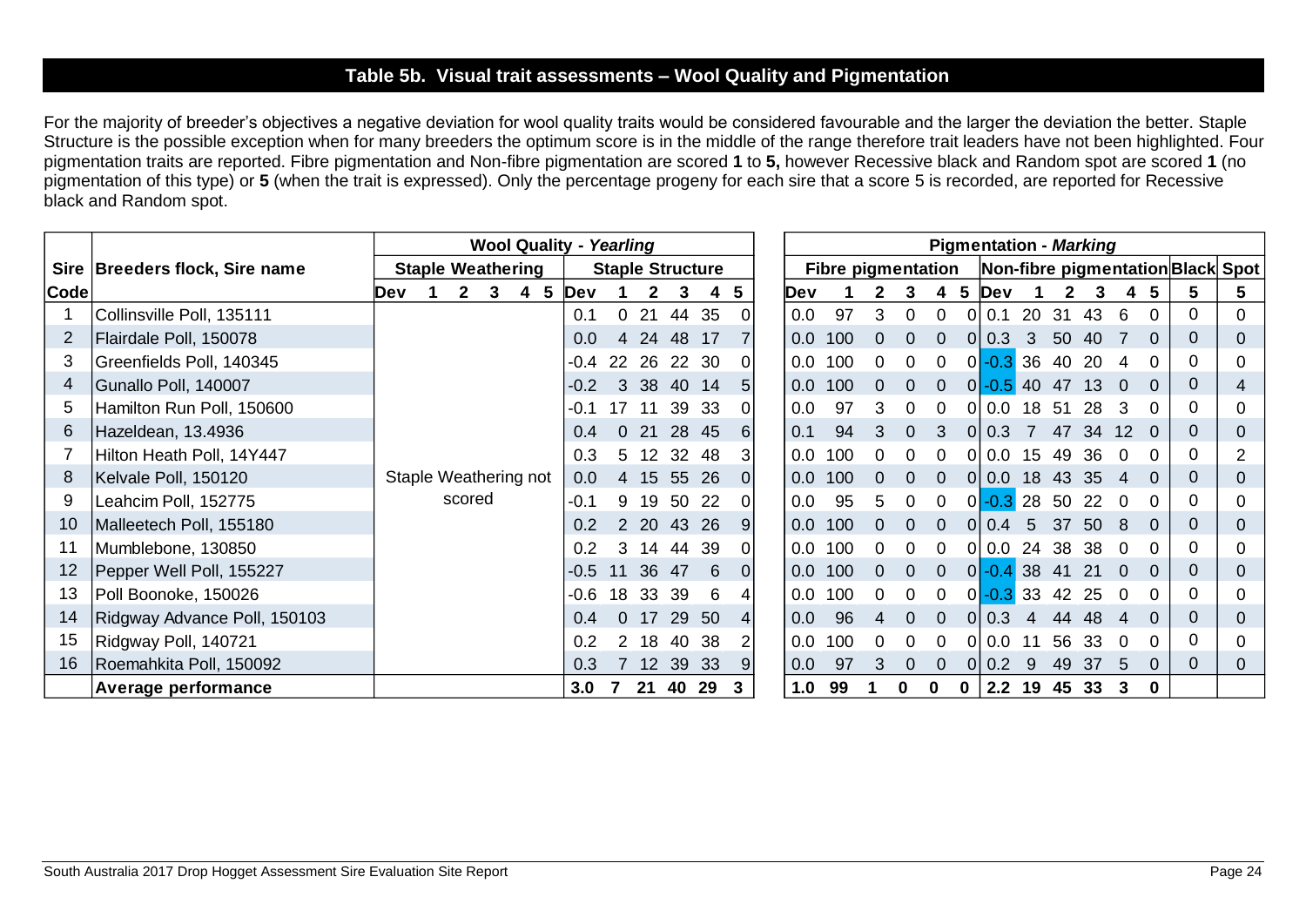## Table 5b. Visual trait assessments – Wool Quality and Pigmentation

For the majority of breeder's objectives a negative deviation for wool quality traits would be considered favourable and the larger the deviation the better. Staple Structure is the possible exception when for many breeders the optimum score is in the middle of the range therefore trait leaders have not been highlighted. Four pigmentation traits are reported. Fibre pigmentation and Non-fibre pigmentation are scored **1** to **5,** however Recessive black and Random spot are scored **1** (no pigmentation of this type) or **5** (when the trait is expressed). Only the percentage progeny for each sire that a score 5 is recorded, are reported for Recessive black and Random spot.

| | | Wool Quality - *Yearling* | | | | | | | | | | | | Pigmentation - *Marking* | | | | | | | | | | | | | | |
|---|---|---|---|---|---|---|---|---|---|---|---|---|---|---|---|---|---|---|---|---|---|---|---|---|---|---|---|---|
| **Sire** | **Breeders flock, Sire name** | **Staple Weathering** | | | | | | **Staple Structure** | | | | | | **Fibre pigmentation** | | | | | | **Non-fibre pigmentation** | | | | | | **Black** | **Spot** |
| **Code** | | **Dev** | **1** | **2** | **3** | **4** | **5** | **Dev** | **1** | **2** | **3** | **4** | **5** | **Dev** | **1** | **2** | **3** | **4** | **5** | **Dev** | **1** | **2** | **3** | **4** | **5** | **5** | **5** |
| 1 | Collinsville Poll, 135111 | Staple Weathering not scored | | | | | | 0.1 | 0 | 21 | 44 | 35 | 0 | 0.0 | 97 | 3 | 0 | 0 | 0 | 0.1 | 20 | 31 | 43 | 6 | 0 | 0 | 0 |
| 2 | Flairdale Poll, 150078 | | | | | | | 0.0 | 4 | 24 | 48 | 17 | 7 | 0.0 | 100 | 0 | 0 | 0 | 0 | 0.3 | 3 | 50 | 40 | 7 | 0 | 0 | 0 |
| 3 | Greenfields Poll, 140345 | | | | | | | -0.4 | 22 | 26 | 22 | 30 | 0 | 0.0 | 100 | 0 | 0 | 0 | 0 | -0.3 | 36 | 40 | 20 | 4 | 0 | 0 | 0 |
| 4 | Gunallo Poll, 140007 | | | | | | | -0.2 | 3 | 38 | 40 | 14 | 5 | 0.0 | 100 | 0 | 0 | 0 | 0 | -0.5 | 40 | 47 | 13 | 0 | 0 | 0 | 4 |
| 5 | Hamilton Run Poll, 150600 | | | | | | | -0.1 | 17 | 11 | 39 | 33 | 0 | 0.0 | 97 | 3 | 0 | 0 | 0 | 0.0 | 18 | 51 | 28 | 3 | 0 | 0 | 0 |
| 6 | Hazeldean, 13.4936 | | | | | | | 0.4 | 0 | 21 | 28 | 45 | 6 | 0.1 | 94 | 3 | 0 | 3 | 0 | 0.3 | 7 | 47 | 34 | 12 | 0 | 0 | 0 |
| 7 | Hilton Heath Poll, 14Y447 | | | | | | | 0.3 | 5 | 12 | 32 | 48 | 3 | 0.0 | 100 | 0 | 0 | 0 | 0 | 0.0 | 15 | 49 | 36 | 0 | 0 | 0 | 2 |
| 8 | Kelvale Poll, 150120 | | | | | | | 0.0 | 4 | 15 | 55 | 26 | 0 | 0.0 | 100 | 0 | 0 | 0 | 0 | 0.0 | 18 | 43 | 35 | 4 | 0 | 0 | 0 |
| 9 | Leahcim Poll, 152775 | | | | | | | -0.1 | 9 | 19 | 50 | 22 | 0 | 0.0 | 95 | 5 | 0 | 0 | 0 | -0.3 | 28 | 50 | 22 | 0 | 0 | 0 | 0 |
| 10 | Malleetech Poll, 155180 | | | | | | | 0.2 | 2 | 20 | 43 | 26 | 9 | 0.0 | 100 | 0 | 0 | 0 | 0 | 0.4 | 5 | 37 | 50 | 8 | 0 | 0 | 0 |
| 11 | Mumblebone, 130850 | | | | | | | 0.2 | 3 | 14 | 44 | 39 | 0 | 0.0 | 100 | 0 | 0 | 0 | 0 | 0.0 | 24 | 38 | 38 | 0 | 0 | 0 | 0 |
| 12 | Pepper Well Poll, 155227 | | | | | | | -0.5 | 11 | 36 | 47 | 6 | 0 | 0.0 | 100 | 0 | 0 | 0 | 0 | -0.4 | 38 | 41 | 21 | 0 | 0 | 0 | 0 |
| 13 | Poll Boonoke, 150026 | | | | | | | -0.6 | 18 | 33 | 39 | 6 | 4 | 0.0 | 100 | 0 | 0 | 0 | 0 | -0.3 | 33 | 42 | 25 | 0 | 0 | 0 | 0 |
| 14 | Ridgway Advance Poll, 150103 | | | | | | | 0.4 | 0 | 17 | 29 | 50 | 4 | 0.0 | 96 | 4 | 0 | 0 | 0 | 0.3 | 4 | 44 | 48 | 4 | 0 | 0 | 0 |
| 15 | Ridgway Poll, 140721 | | | | | | | 0.2 | 2 | 18 | 40 | 38 | 2 | 0.0 | 100 | 0 | 0 | 0 | 0 | 0.0 | 11 | 56 | 33 | 0 | 0 | 0 | 0 |
| 16 | Roemahkita Poll, 150092 | | | | | | | 0.3 | 7 | 12 | 39 | 33 | 9 | 0.0 | 97 | 3 | 0 | 0 | 0 | 0.2 | 9 | 49 | 37 | 5 | 0 | 0 | 0 |
| | **Average performance** | | | | | | | **3.0** | **7** | **21** | **40** | **29** | **3** | **1.0** | **99** | **1** | **0** | **0** | **0** | **2.2** | **19** | **45** | **33** | **3** | **0** | | |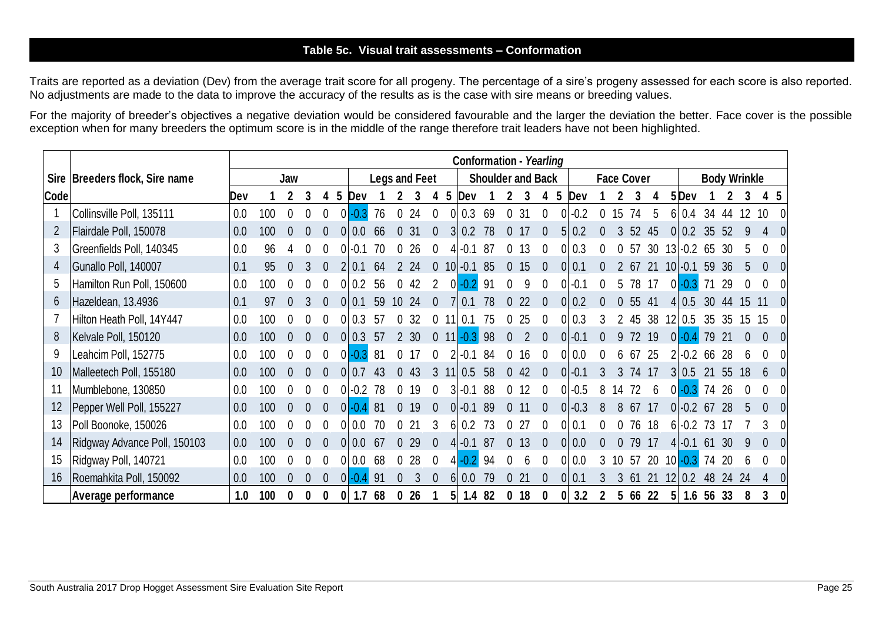## Table 5c. Visual trait assessments – Conformation

Traits are reported as a deviation (Dev) from the average trait score for all progeny. The percentage of a sire's progeny assessed for each score is also reported. No adjustments are made to the data to improve the accuracy of the results as is the case with sire means or breeding values.

For the majority of breeder's objectives a negative deviation would be considered favourable and the larger the deviation the better. Face cover is the possible exception when for many breeders the optimum score is in the middle of the range therefore trait leaders have not been highlighted.

| Sire Code | Breeders flock, Sire name | Conformation - *Yearling* | | | | | | | | | | | | | | | | | | | | | | | | | | | | | | | | | | | |
|---|---|---|---|---|---|---|---|---|---|---|---|---|---|---|---|---|---|---|---|---|---|---|---|---|---|---|---|---|---|---|---|---|---|---|---|---|---|
| | | Jaw | | | | | | Legs and Feet | | | | | | Shoulder and Back | | | | | | Face Cover | | | | | | Body Wrinkle | | | | | | | | | | | |
| | | Dev | 1 | 2 | 3 | 4 | 5 | Dev | 1 | 2 | 3 | 4 | 5 | Dev | 1 | 2 | 3 | 4 | 5 | Dev | 1 | 2 | 3 | 4 | 5 | Dev | 1 | 2 | 3 | 4 | 5 | | | | | | |
| 1 | Collinsville Poll, 135111 | 0.0 | 100 | 0 | 0 | 0 | 0 | -0.3 | 76 | 0 | 24 | 0 | 0 | 0.3 | 69 | 0 | 31 | 0 | 0 | -0.2 | 0 | 15 | 74 | 5 | 6 | 0.4 | 34 | 44 | 12 | 10 | 0 | | | | | | |
| 2 | Flairdale Poll, 150078 | 0.0 | 100 | 0 | 0 | 0 | 0 | 0.0 | 66 | 0 | 31 | 0 | 3 | 0.2 | 78 | 0 | 17 | 0 | 5 | 0.2 | 0 | 3 | 52 | 45 | 0 | 0.2 | 35 | 52 | 9 | 4 | 0 | | | | | | |
| 3 | Greenfields Poll, 140345 | 0.0 | 96 | 4 | 0 | 0 | 0 | -0.1 | 70 | 0 | 26 | 0 | 4 | -0.1 | 87 | 0 | 13 | 0 | 0 | 0.3 | 0 | 0 | 57 | 30 | 13 | -0.2 | 65 | 30 | 5 | 0 | 0 | | | | | | |
| 4 | Gunallo Poll, 140007 | 0.1 | 95 | 0 | 3 | 0 | 2 | 0.1 | 64 | 2 | 24 | 0 | 10 | -0.1 | 85 | 0 | 15 | 0 | 0 | 0.1 | 0 | 2 | 67 | 21 | 10 | -0.1 | 59 | 36 | 5 | 0 | 0 | | | | | | |
| 5 | Hamilton Run Poll, 150600 | 0.0 | 100 | 0 | 0 | 0 | 0 | 0.2 | 56 | 0 | 42 | 2 | 0 | -0.2 | 91 | 0 | 9 | 0 | 0 | -0.1 | 0 | 5 | 78 | 17 | 0 | -0.3 | 71 | 29 | 0 | 0 | 0 | | | | | | |
| 6 | Hazeldean, 13.4936 | 0.1 | 97 | 0 | 3 | 0 | 0 | 0.1 | 59 | 10 | 24 | 0 | 7 | 0.1 | 78 | 0 | 22 | 0 | 0 | 0.2 | 0 | 0 | 55 | 41 | 4 | 0.5 | 30 | 44 | 15 | 11 | 0 | | | | | | |
| 7 | Hilton Heath Poll, 14Y447 | 0.0 | 100 | 0 | 0 | 0 | 0 | 0.3 | 57 | 0 | 32 | 0 | 11 | 0.1 | 75 | 0 | 25 | 0 | 0 | 0.3 | 3 | 2 | 45 | 38 | 12 | 0.5 | 35 | 35 | 15 | 15 | 0 | | | | | | |
| 8 | Kelvale Poll, 150120 | 0.0 | 100 | 0 | 0 | 0 | 0 | 0.3 | 57 | 2 | 30 | 0 | 11 | -0.3 | 98 | 0 | 2 | 0 | 0 | -0.1 | 0 | 9 | 72 | 19 | 0 | -0.4 | 79 | 21 | 0 | 0 | 0 | | | | | | |
| 9 | Leahcim Poll, 152775 | 0.0 | 100 | 0 | 0 | 0 | 0 | -0.3 | 81 | 0 | 17 | 0 | 2 | -0.1 | 84 | 0 | 16 | 0 | 0 | 0.0 | 0 | 6 | 67 | 25 | 2 | -0.2 | 66 | 28 | 6 | 0 | 0 | | | | | | |
| 10 | Malleetech Poll, 155180 | 0.0 | 100 | 0 | 0 | 0 | 0 | 0.7 | 43 | 0 | 43 | 3 | 11 | 0.5 | 58 | 0 | 42 | 0 | 0 | -0.1 | 3 | 3 | 74 | 17 | 3 | 0.5 | 21 | 55 | 18 | 6 | 0 | | | | | | |
| 11 | Mumblebone, 130850 | 0.0 | 100 | 0 | 0 | 0 | 0 | -0.2 | 78 | 0 | 19 | 0 | 3 | -0.1 | 88 | 0 | 12 | 0 | 0 | -0.5 | 8 | 14 | 72 | 6 | 0 | -0.3 | 74 | 26 | 0 | 0 | 0 | | | | | | |
| 12 | Pepper Well Poll, 155227 | 0.0 | 100 | 0 | 0 | 0 | 0 | -0.4 | 81 | 0 | 19 | 0 | 0 | -0.1 | 89 | 0 | 11 | 0 | 0 | -0.3 | 8 | 8 | 67 | 17 | 0 | -0.2 | 67 | 28 | 5 | 0 | 0 | | | | | | |
| 13 | Poll Boonoke, 150026 | 0.0 | 100 | 0 | 0 | 0 | 0 | 0.0 | 70 | 0 | 21 | 3 | 6 | 0.2 | 73 | 0 | 27 | 0 | 0 | 0.1 | 0 | 0 | 76 | 18 | 6 | -0.2 | 73 | 17 | 7 | 3 | 0 | | | | | | |
| 14 | Ridgway Advance Poll, 150103 | 0.0 | 100 | 0 | 0 | 0 | 0 | 0.0 | 67 | 0 | 29 | 0 | 4 | -0.1 | 87 | 0 | 13 | 0 | 0 | 0.0 | 0 | 0 | 79 | 17 | 4 | -0.1 | 61 | 30 | 9 | 0 | 0 | | | | | | |
| 15 | Ridgway Poll, 140721 | 0.0 | 100 | 0 | 0 | 0 | 0 | 0.0 | 68 | 0 | 28 | 0 | 4 | -0.2 | 94 | 0 | 6 | 0 | 0 | 0.0 | 3 | 10 | 57 | 20 | 10 | -0.3 | 74 | 20 | 6 | 0 | 0 | | | | | | |
| 16 | Roemahkita Poll, 150092 | 0.0 | 100 | 0 | 0 | 0 | 0 | -0.4 | 91 | 0 | 3 | 0 | 6 | 0.0 | 79 | 0 | 21 | 0 | 0 | 0.1 | 3 | 3 | 61 | 21 | 12 | 0.2 | 48 | 24 | 24 | 4 | 0 | | | | | | |
| | **Average performance** | **1.0** | **100** | **0** | **0** | **0** | **0** | **1.7** | **68** | **0** | **26** | **1** | **5** | **1.4** | **82** | **0** | **18** | **0** | **0** | **3.2** | **2** | **5** | **66** | **22** | **5** | **1.6** | **56** | **33** | **8** | **3** | **0** | | | | | | |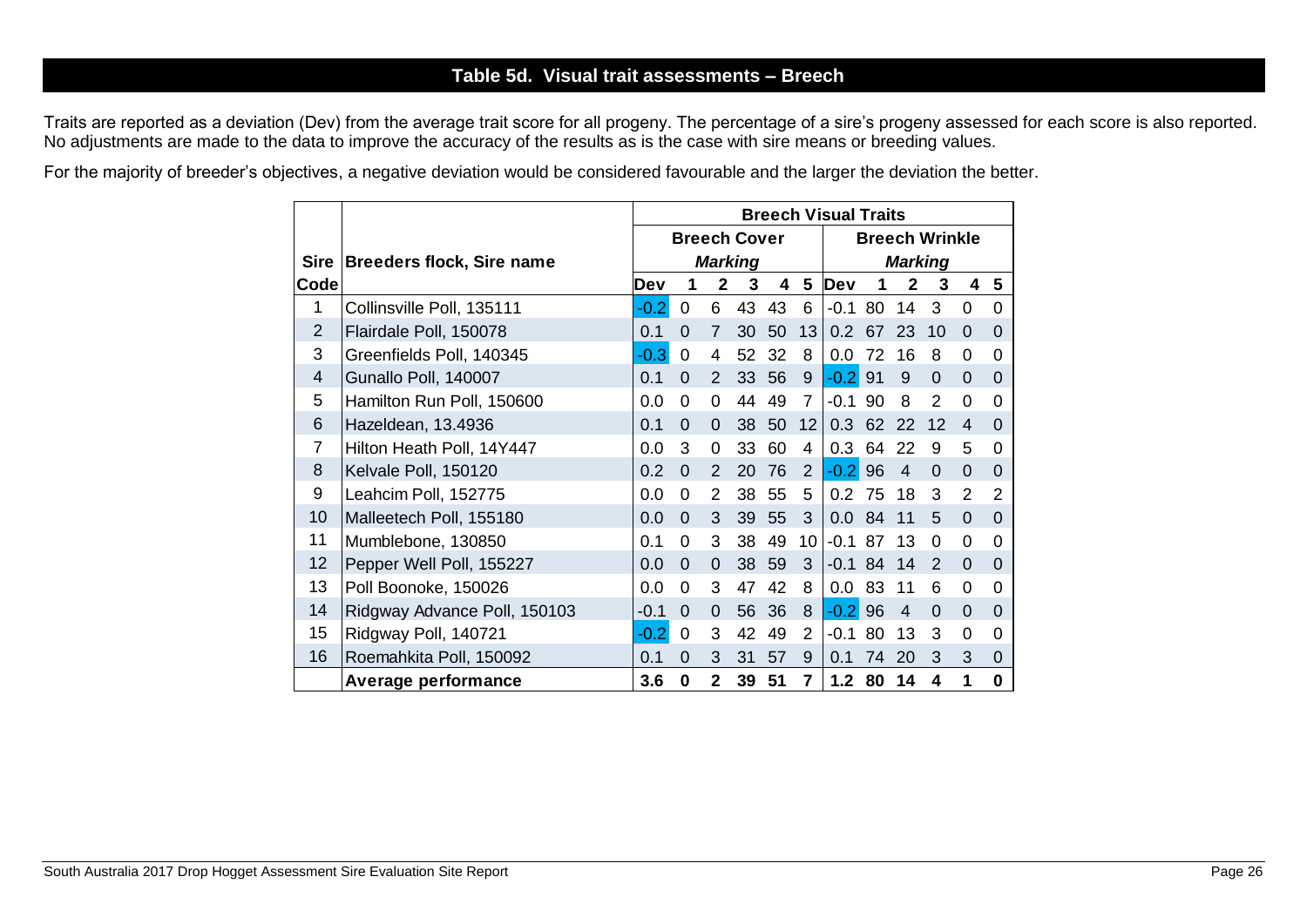## Table 5d. Visual trait assessments – Breech

Traits are reported as a deviation (Dev) from the average trait score for all progeny. The percentage of a sire's progeny assessed for each score is also reported. No adjustments are made to the data to improve the accuracy of the results as is the case with sire means or breeding values.

For the majority of breeder's objectives, a negative deviation would be considered favourable and the larger the deviation the better.

| | | Breech Visual Traits | | | | | | | | | | | |
|---|---|---|---|---|---|---|---|---|---|---|---|---|---|
| | | Breech Cover | | | | | | Breech Wrinkle | | | | | |
| Sire | Breeders flock, Sire name | *Marking* | | | | | | *Marking* | | | | | |
| Code | | Dev | 1 | 2 | 3 | 4 | 5 | Dev | 1 | 2 | 3 | 4 | 5 |
| 1 | Collinsville Poll, 135111 | -0.2 | 0 | 6 | 43 | 43 | 6 | -0.1 | 80 | 14 | 3 | 0 | 0 |
| 2 | Flairdale Poll, 150078 | 0.1 | 0 | 7 | 30 | 50 | 13 | 0.2 | 67 | 23 | 10 | 0 | 0 |
| 3 | Greenfields Poll, 140345 | -0.3 | 0 | 4 | 52 | 32 | 8 | 0.0 | 72 | 16 | 8 | 0 | 0 |
| 4 | Gunallo Poll, 140007 | 0.1 | 0 | 2 | 33 | 56 | 9 | -0.2 | 91 | 9 | 0 | 0 | 0 |
| 5 | Hamilton Run Poll, 150600 | 0.0 | 0 | 0 | 44 | 49 | 7 | -0.1 | 90 | 8 | 2 | 0 | 0 |
| 6 | Hazeldean, 13.4936 | 0.1 | 0 | 0 | 38 | 50 | 12 | 0.3 | 62 | 22 | 12 | 4 | 0 |
| 7 | Hilton Heath Poll, 14Y447 | 0.0 | 3 | 0 | 33 | 60 | 4 | 0.3 | 64 | 22 | 9 | 5 | 0 |
| 8 | Kelvale Poll, 150120 | 0.2 | 0 | 2 | 20 | 76 | 2 | -0.2 | 96 | 4 | 0 | 0 | 0 |
| 9 | Leahcim Poll, 152775 | 0.0 | 0 | 2 | 38 | 55 | 5 | 0.2 | 75 | 18 | 3 | 2 | 2 |
| 10 | Malleetech Poll, 155180 | 0.0 | 0 | 3 | 39 | 55 | 3 | 0.0 | 84 | 11 | 5 | 0 | 0 |
| 11 | Mumblebone, 130850 | 0.1 | 0 | 3 | 38 | 49 | 10 | -0.1 | 87 | 13 | 0 | 0 | 0 |
| 12 | Pepper Well Poll, 155227 | 0.0 | 0 | 0 | 38 | 59 | 3 | -0.1 | 84 | 14 | 2 | 0 | 0 |
| 13 | Poll Boonoke, 150026 | 0.0 | 0 | 3 | 47 | 42 | 8 | 0.0 | 83 | 11 | 6 | 0 | 0 |
| 14 | Ridgway Advance Poll, 150103 | -0.1 | 0 | 0 | 56 | 36 | 8 | -0.2 | 96 | 4 | 0 | 0 | 0 |
| 15 | Ridgway Poll, 140721 | -0.2 | 0 | 3 | 42 | 49 | 2 | -0.1 | 80 | 13 | 3 | 0 | 0 |
| 16 | Roemahkita Poll, 150092 | 0.1 | 0 | 3 | 31 | 57 | 9 | 0.1 | 74 | 20 | 3 | 3 | 0 |
| | **Average performance** | **3.6** | **0** | **2** | **39** | **51** | **7** | **1.2** | **80** | **14** | **4** | **1** | **0** |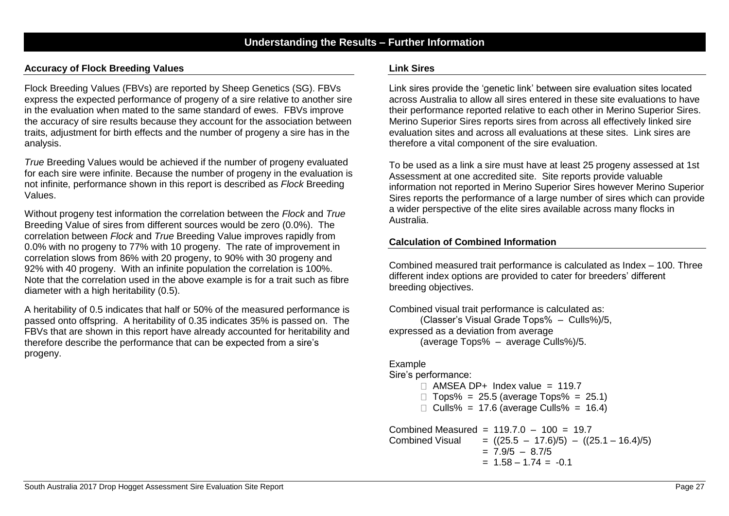# Understanding the Results – Further Information

## Accuracy of Flock Breeding Values

Flock Breeding Values (FBVs) are reported by Sheep Genetics (SG). FBVs express the expected performance of progeny of a sire relative to another sire in the evaluation when mated to the same standard of ewes. FBVs improve the accuracy of sire results because they account for the association between traits, adjustment for birth effects and the number of progeny a sire has in the analysis.

*True* Breeding Values would be achieved if the number of progeny evaluated for each sire were infinite. Because the number of progeny in the evaluation is not infinite, performance shown in this report is described as *Flock* Breeding Values.

Without progeny test information the correlation between the *Flock* and *True* Breeding Value of sires from different sources would be zero (0.0%). The correlation between *Flock* and *True* Breeding Value improves rapidly from 0.0% with no progeny to 77% with 10 progeny. The rate of improvement in correlation slows from 86% with 20 progeny, to 90% with 30 progeny and 92% with 40 progeny. With an infinite population the correlation is 100%. Note that the correlation used in the above example is for a trait such as fibre diameter with a high heritability (0.5).

A heritability of 0.5 indicates that half or 50% of the measured performance is passed onto offspring. A heritability of 0.35 indicates 35% is passed on. The FBVs that are shown in this report have already accounted for heritability and therefore describe the performance that can be expected from a sire's progeny.

## Link Sires

Link sires provide the 'genetic link' between sire evaluation sites located across Australia to allow all sires entered in these site evaluations to have their performance reported relative to each other in Merino Superior Sires. Merino Superior Sires reports sires from across all effectively linked sire evaluation sites and across all evaluations at these sites. Link sires are therefore a vital component of the sire evaluation.

To be used as a link a sire must have at least 25 progeny assessed at 1st Assessment at one accredited site. Site reports provide valuable information not reported in Merino Superior Sires however Merino Superior Sires reports the performance of a large number of sires which can provide a wider perspective of the elite sires available across many flocks in Australia.

## Calculation of Combined Information

Combined measured trait performance is calculated as Index – 100. Three different index options are provided to cater for breeders' different breeding objectives.

Combined visual trait performance is calculated as:

(Classer's Visual Grade Tops% – Culls%)/5,

expressed as a deviation from average

(average Tops% – average Culls%)/5.

Example

Sire's performance:

- AMSEA DP+ Index value = 119.7
- Tops% = 25.5 (average Tops% = 25.1)
- Culls% = 17.6 (average Culls% = 16.4)

Combined Measured = 119.7.0 – 100 = 19.7

Combined Visual = ((25.5 – 17.6)/5) – ((25.1 – 16.4)/5)
= 7.9/5 – 8.7/5
= 1.58 – 1.74 = -0.1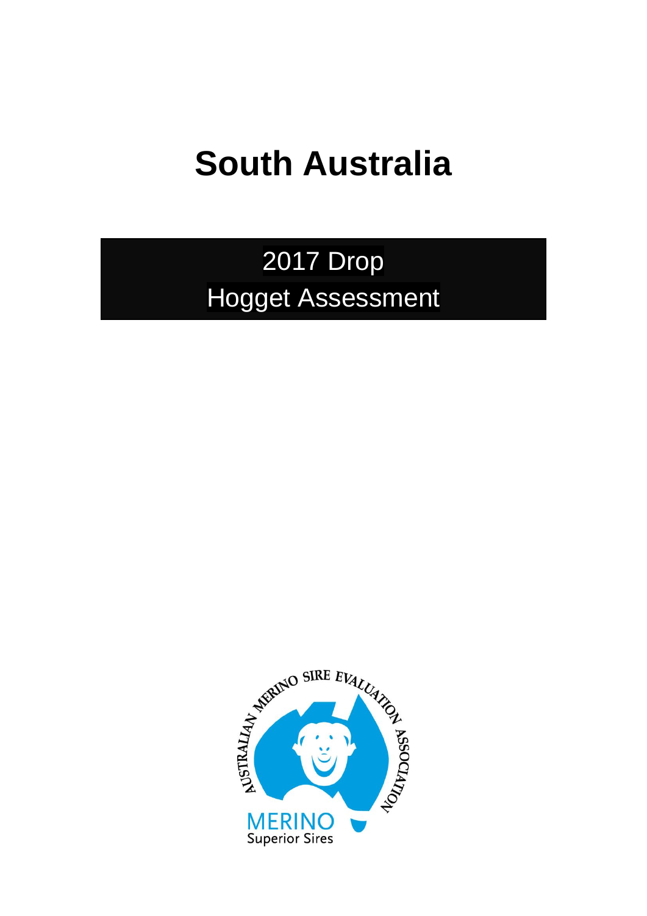# South Australia

2017 Drop

Hogget Assessment

AUSTRALIAN MERINO SIRE EVALUATION ASSOCIATION

MERINO Superior Sires